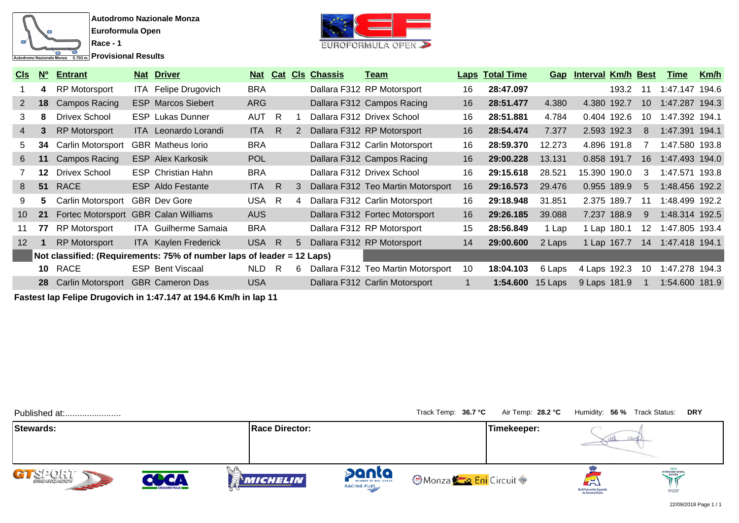**Autodromo Nazionale Monza**
**Euroformula Open**
**Race - 1**
**Provisional Results**

| Cls | Nº | Entrant | Nat | Driver | Nat | Cat | Cls | Chassis | Team | Laps | Total Time | Gap | Interval | Km/h | Best | Time | Km/h |
|---|---|---|---|---|---|---|---|---|---|---|---|---|---|---|---|---|---|
| 1 | 4 | RP Motorsport | ITA | Felipe Drugovich | BRA | | | Dallara F312 | RP Motorsport | 16 | 28:47.097 | | | 193.2 | 11 | 1:47.147 | 194.6 |
| 2 | 18 | Campos Racing | ESP | Marcos Siebert | ARG | | | Dallara F312 | Campos Racing | 16 | 28:51.477 | 4.380 | 4.380 | 192.7 | 10 | 1:47.287 | 194.3 |
| 3 | 8 | Drivex School | ESP | Lukas Dunner | AUT | R | 1 | Dallara F312 | Drivex School | 16 | 28:51.881 | 4.784 | 0.404 | 192.6 | 10 | 1:47.392 | 194.1 |
| 4 | 3 | RP Motorsport | ITA | Leonardo Lorandi | ITA | R | 2 | Dallara F312 | RP Motorsport | 16 | 28:54.474 | 7.377 | 2.593 | 192.3 | 8 | 1:47.391 | 194.1 |
| 5 | 34 | Carlin Motorsport | GBR | Matheus Iorio | BRA | | | Dallara F312 | Carlin Motorsport | 16 | 28:59.370 | 12.273 | 4.896 | 191.8 | 7 | 1:47.580 | 193.8 |
| 6 | 11 | Campos Racing | ESP | Alex Karkosik | POL | | | Dallara F312 | Campos Racing | 16 | 29:00.228 | 13.131 | 0.858 | 191.7 | 16 | 1:47.493 | 194.0 |
| 7 | 12 | Drivex School | ESP | Christian Hahn | BRA | | | Dallara F312 | Drivex School | 16 | 29:15.618 | 28.521 | 15.390 | 190.0 | 3 | 1:47.571 | 193.8 |
| 8 | 51 | RACE | ESP | Aldo Festante | ITA | R | 3 | Dallara F312 | Teo Martin Motorsport | 16 | 29:16.573 | 29.476 | 0.955 | 189.9 | 5 | 1:48.456 | 192.2 |
| 9 | 5 | Carlin Motorsport | GBR | Dev Gore | USA | R | 4 | Dallara F312 | Carlin Motorsport | 16 | 29:18.948 | 31.851 | 2.375 | 189.7 | 11 | 1:48.499 | 192.2 |
| 10 | 21 | Fortec Motorsport | GBR | Calan Williams | AUS | | | Dallara F312 | Fortec Motorsport | 16 | 29:26.185 | 39.088 | 7.237 | 188.9 | 9 | 1:48.314 | 192.5 |
| 11 | 77 | RP Motorsport | ITA | Guilherme Samaia | BRA | | | Dallara F312 | RP Motorsport | 15 | 28:56.849 | 1 Lap | 1 Lap | 180.1 | 12 | 1:47.805 | 193.4 |
| 12 | 1 | RP Motorsport | ITA | Kaylen Frederick | USA | R | 5 | Dallara F312 | RP Motorsport | 14 | 29:00.600 | 2 Laps | 1 Lap | 167.7 | 14 | 1:47.418 | 194.1 |
| | **Not classified: (Requirements: 75% of number laps of leader = 12 Laps)** | | | | | | | | | | | | | | | | |
| | 10 | RACE | ESP | Bent Viscaal | NLD | R | 6 | Dallara F312 | Teo Martin Motorsport | 10 | 18:04.103 | 6 Laps | 4 Laps | 192.3 | 10 | 1:47.278 | 194.3 |
| | 28 | Carlin Motorsport | GBR | Cameron Das | USA | | | Dallara F312 | Carlin Motorsport | 1 | 1:54.600 | 15 Laps | 9 Laps | 181.9 | 1 | 1:54.600 | 181.9 |

**Fastest lap Felipe Drugovich in 1:47.147 at 194.6 Km/h in lap 11**

Published at:.......................

Track Temp: **36.7 °C** Air Temp: **28.2 °C** Humidity: **56 %** Track Status: **DRY**

| Stewards: | Race Director: | Timekeeper: |
|---|---|---|
| | | |

22/09/2018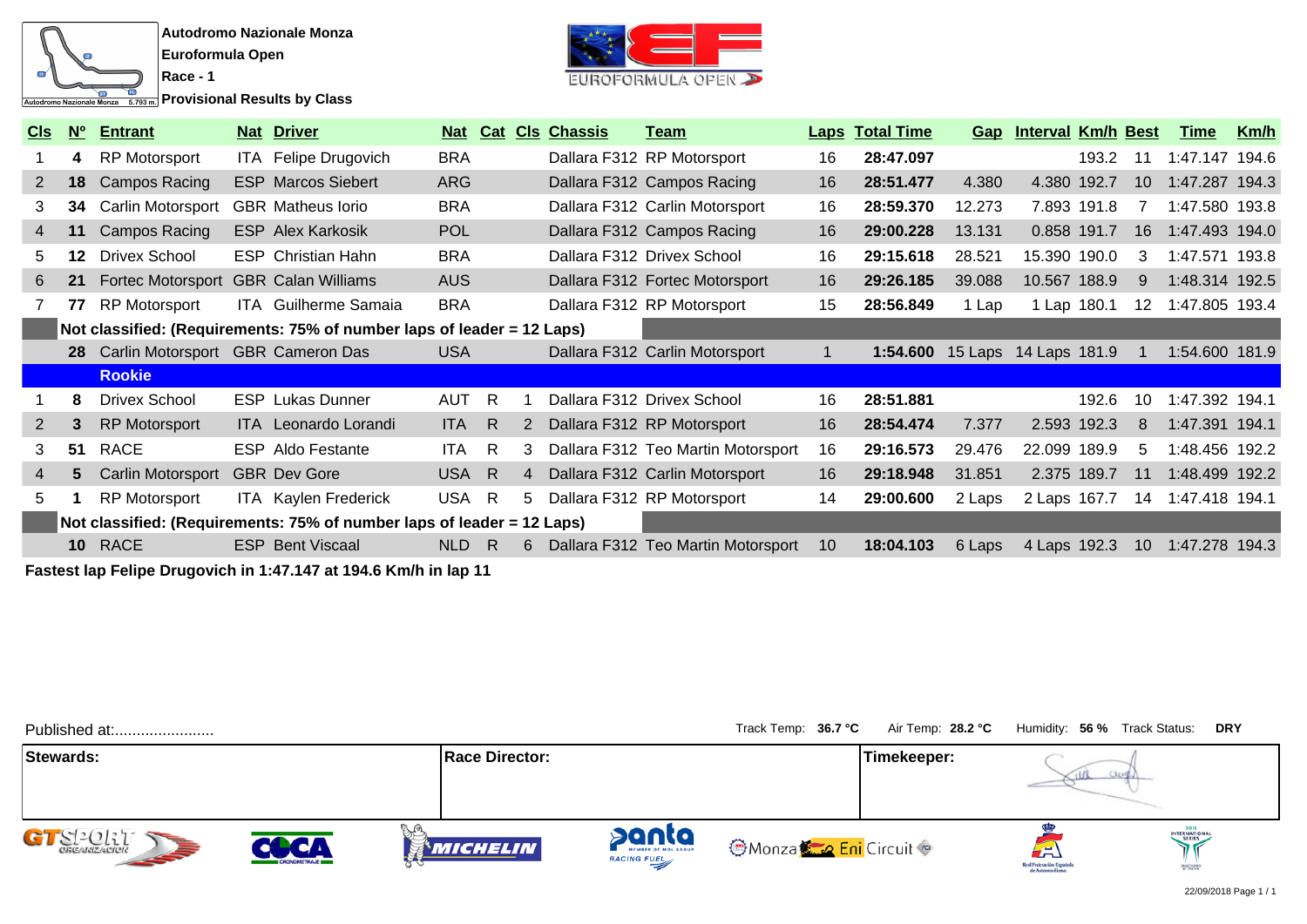**Autodromo Nazionale Monza**
**Euroformula Open**
**Race - 1**
**Provisional Results by Class**

| Cls | Nº | Entrant | Nat | Driver | Nat | Cat | Cls | Chassis | Team | Laps | Total Time | Gap | Interval | Km/h | Best | Time | Km/h |
|---|---|---|---|---|---|---|---|---|---|---|---|---|---|---|---|---|---|
| 1 | **4** | RP Motorsport | ITA | Felipe Drugovich | BRA | | | Dallara F312 | RP Motorsport | 16 | **28:47.097** | | | 193.2 | 11 | 1:47.147 | 194.6 |
| 2 | **18** | Campos Racing | ESP | Marcos Siebert | ARG | | | Dallara F312 | Campos Racing | 16 | **28:51.477** | 4.380 | 4.380 | 192.7 | 10 | 1:47.287 | 194.3 |
| 3 | **34** | Carlin Motorsport | GBR | Matheus Iorio | BRA | | | Dallara F312 | Carlin Motorsport | 16 | **28:59.370** | 12.273 | 7.893 | 191.8 | 7 | 1:47.580 | 193.8 |
| 4 | **11** | Campos Racing | ESP | Alex Karkosik | POL | | | Dallara F312 | Campos Racing | 16 | **29:00.228** | 13.131 | 0.858 | 191.7 | 16 | 1:47.493 | 194.0 |
| 5 | **12** | Drivex School | ESP | Christian Hahn | BRA | | | Dallara F312 | Drivex School | 16 | **29:15.618** | 28.521 | 15.390 | 190.0 | 3 | 1:47.571 | 193.8 |
| 6 | **21** | Fortec Motorsport | GBR | Calan Williams | AUS | | | Dallara F312 | Fortec Motorsport | 16 | **29:26.185** | 39.088 | 10.567 | 188.9 | 9 | 1:48.314 | 192.5 |
| 7 | **77** | RP Motorsport | ITA | Guilherme Samaia | BRA | | | Dallara F312 | RP Motorsport | 15 | **28:56.849** | 1 Lap | 1 Lap | 180.1 | 12 | 1:47.805 | 193.4 |
| | **Not classified: (Requirements: 75% of number laps of leader = 12 Laps)** | | | | | | | | | | | | | | | | |
| | **28** | Carlin Motorsport | GBR | Cameron Das | USA | | | Dallara F312 | Carlin Motorsport | 1 | **1:54.600** | 15 Laps | 14 Laps | 181.9 | 1 | 1:54.600 | 181.9 |
| | | **Rookie** | | | | | | | | | | | | | | | |
| 1 | **8** | Drivex School | ESP | Lukas Dunner | AUT | R | 1 | Dallara F312 | Drivex School | 16 | **28:51.881** | | | 192.6 | 10 | 1:47.392 | 194.1 |
| 2 | **3** | RP Motorsport | ITA | Leonardo Lorandi | ITA | R | 2 | Dallara F312 | RP Motorsport | 16 | **28:54.474** | 7.377 | 2.593 | 192.3 | 8 | 1:47.391 | 194.1 |
| 3 | **51** | RACE | ESP | Aldo Festante | ITA | R | 3 | Dallara F312 | Teo Martin Motorsport | 16 | **29:16.573** | 29.476 | 22.099 | 189.9 | 5 | 1:48.456 | 192.2 |
| 4 | **5** | Carlin Motorsport | GBR | Dev Gore | USA | R | 4 | Dallara F312 | Carlin Motorsport | 16 | **29:18.948** | 31.851 | 2.375 | 189.7 | 11 | 1:48.499 | 192.2 |
| 5 | **1** | RP Motorsport | ITA | Kaylen Frederick | USA | R | 5 | Dallara F312 | RP Motorsport | 14 | **29:00.600** | 2 Laps | 2 Laps | 167.7 | 14 | 1:47.418 | 194.1 |
| | **Not classified: (Requirements: 75% of number laps of leader = 12 Laps)** | | | | | | | | | | | | | | | | |
| | **10** | RACE | ESP | Bent Viscaal | NLD | R | 6 | Dallara F312 | Teo Martin Motorsport | 10 | **18:04.103** | 6 Laps | 4 Laps | 192.3 | 10 | 1:47.278 | 194.3 |

**Fastest lap Felipe Drugovich in 1:47.147 at 194.6 Km/h in lap 11**

Published at:.......................

Track Temp: **36.7 °C** Air Temp: **28.2 °C** Humidity: **56 %** Track Status: **DRY**

| Stewards: | Race Director: | Timekeeper: |
|---|---|---|
| | | |

22/09/2018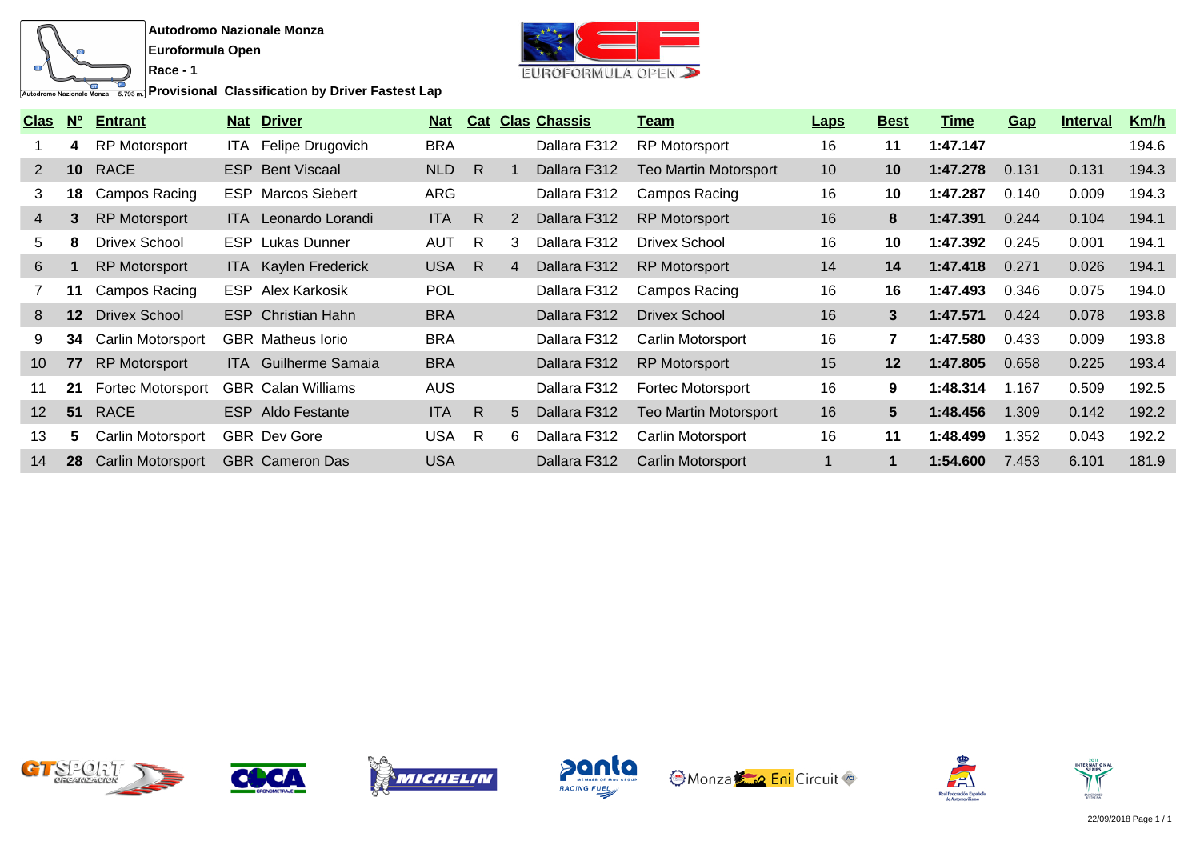**Autodromo Nazionale Monza**

**Euroformula Open**

**Race - 1**

**Provisional Classification by Driver Fastest Lap**

| Clas | Nº | Entrant | Nat | Driver | Nat | Cat | Clas | Chassis | Team | Laps | Best | Time | Gap | Interval | Km/h |
|---|---|---|---|---|---|---|---|---|---|---|---|---|---|---|---|
| 1 | **4** | RP Motorsport | ITA | Felipe Drugovich | BRA | | | Dallara F312 | RP Motorsport | 16 | **11** | **1:47.147** | | | 194.6 |
| 2 | **10** | RACE | ESP | Bent Viscaal | NLD | R | 1 | Dallara F312 | Teo Martin Motorsport | 10 | **10** | **1:47.278** | 0.131 | 0.131 | 194.3 |
| 3 | **18** | Campos Racing | ESP | Marcos Siebert | ARG | | | Dallara F312 | Campos Racing | 16 | **10** | **1:47.287** | 0.140 | 0.009 | 194.3 |
| 4 | **3** | RP Motorsport | ITA | Leonardo Lorandi | ITA | R | 2 | Dallara F312 | RP Motorsport | 16 | **8** | **1:47.391** | 0.244 | 0.104 | 194.1 |
| 5 | **8** | Drivex School | ESP | Lukas Dunner | AUT | R | 3 | Dallara F312 | Drivex School | 16 | **10** | **1:47.392** | 0.245 | 0.001 | 194.1 |
| 6 | **1** | RP Motorsport | ITA | Kaylen Frederick | USA | R | 4 | Dallara F312 | RP Motorsport | 14 | **14** | **1:47.418** | 0.271 | 0.026 | 194.1 |
| 7 | **11** | Campos Racing | ESP | Alex Karkosik | POL | | | Dallara F312 | Campos Racing | 16 | **16** | **1:47.493** | 0.346 | 0.075 | 194.0 |
| 8 | **12** | Drivex School | ESP | Christian Hahn | BRA | | | Dallara F312 | Drivex School | 16 | **3** | **1:47.571** | 0.424 | 0.078 | 193.8 |
| 9 | **34** | Carlin Motorsport | GBR | Matheus Iorio | BRA | | | Dallara F312 | Carlin Motorsport | 16 | **7** | **1:47.580** | 0.433 | 0.009 | 193.8 |
| 10 | **77** | RP Motorsport | ITA | Guilherme Samaia | BRA | | | Dallara F312 | RP Motorsport | 15 | **12** | **1:47.805** | 0.658 | 0.225 | 193.4 |
| 11 | **21** | Fortec Motorsport | GBR | Calan Williams | AUS | | | Dallara F312 | Fortec Motorsport | 16 | **9** | **1:48.314** | 1.167 | 0.509 | 192.5 |
| 12 | **51** | RACE | ESP | Aldo Festante | ITA | R | 5 | Dallara F312 | Teo Martin Motorsport | 16 | **5** | **1:48.456** | 1.309 | 0.142 | 192.2 |
| 13 | **5** | Carlin Motorsport | GBR | Dev Gore | USA | R | 6 | Dallara F312 | Carlin Motorsport | 16 | **11** | **1:48.499** | 1.352 | 0.043 | 192.2 |
| 14 | **28** | Carlin Motorsport | GBR | Cameron Das | USA | | | Dallara F312 | Carlin Motorsport | 1 | **1** | **1:54.600** | 7.453 | 6.101 | 181.9 |

22/09/2018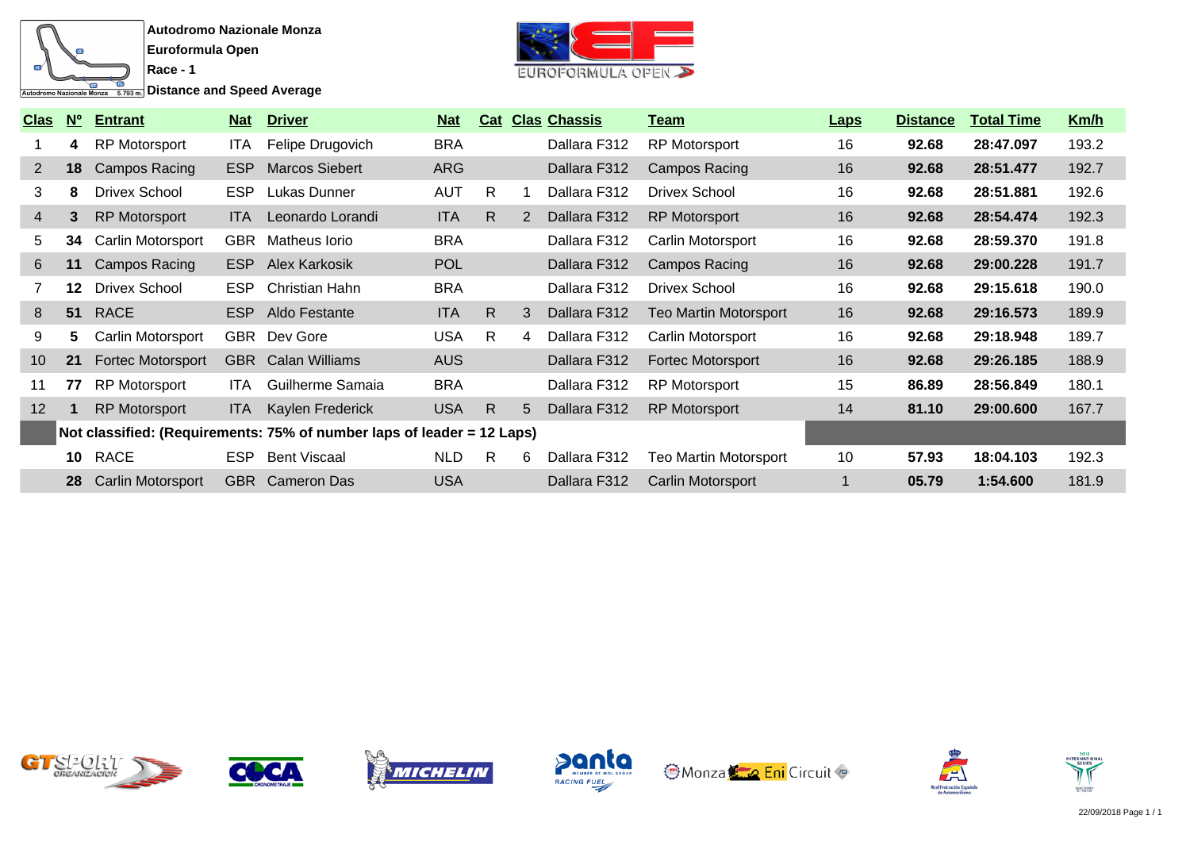**Autodromo Nazionale Monza**

**Euroformula Open**

**Race - 1**

**Distance and Speed Average**

| Clas | Nº | Entrant | Nat | Driver | Nat | Cat | Clas | Chassis | Team | Laps | Distance | Total Time | Km/h |
|---|---|---|---|---|---|---|---|---|---|---|---|---|---|
| 1 | **4** | RP Motorsport | ITA | Felipe Drugovich | BRA | | | Dallara F312 | RP Motorsport | 16 | **92.68** | **28:47.097** | 193.2 |
| 2 | **18** | Campos Racing | ESP | Marcos Siebert | ARG | | | Dallara F312 | Campos Racing | 16 | **92.68** | **28:51.477** | 192.7 |
| 3 | **8** | Drivex School | ESP | Lukas Dunner | AUT | R | 1 | Dallara F312 | Drivex School | 16 | **92.68** | **28:51.881** | 192.6 |
| 4 | **3** | RP Motorsport | ITA | Leonardo Lorandi | ITA | R | 2 | Dallara F312 | RP Motorsport | 16 | **92.68** | **28:54.474** | 192.3 |
| 5 | **34** | Carlin Motorsport | GBR | Matheus Iorio | BRA | | | Dallara F312 | Carlin Motorsport | 16 | **92.68** | **28:59.370** | 191.8 |
| 6 | **11** | Campos Racing | ESP | Alex Karkosik | POL | | | Dallara F312 | Campos Racing | 16 | **92.68** | **29:00.228** | 191.7 |
| 7 | **12** | Drivex School | ESP | Christian Hahn | BRA | | | Dallara F312 | Drivex School | 16 | **92.68** | **29:15.618** | 190.0 |
| 8 | **51** | RACE | ESP | Aldo Festante | ITA | R | 3 | Dallara F312 | Teo Martin Motorsport | 16 | **92.68** | **29:16.573** | 189.9 |
| 9 | **5** | Carlin Motorsport | GBR | Dev Gore | USA | R | 4 | Dallara F312 | Carlin Motorsport | 16 | **92.68** | **29:18.948** | 189.7 |
| 10 | **21** | Fortec Motorsport | GBR | Calan Williams | AUS | | | Dallara F312 | Fortec Motorsport | 16 | **92.68** | **29:26.185** | 188.9 |
| 11 | **77** | RP Motorsport | ITA | Guilherme Samaia | BRA | | | Dallara F312 | RP Motorsport | 15 | **86.89** | **28:56.849** | 180.1 |
| 12 | **1** | RP Motorsport | ITA | Kaylen Frederick | USA | R | 5 | Dallara F312 | RP Motorsport | 14 | **81.10** | **29:00.600** | 167.7 |
| | **Not classified: (Requirements: 75% of number laps of leader = 12 Laps)** | | | | | | | | | | | | |
| | **10** | RACE | ESP | Bent Viscaal | NLD | R | 6 | Dallara F312 | Teo Martin Motorsport | 10 | **57.93** | **18:04.103** | 192.3 |
| | **28** | Carlin Motorsport | GBR | Cameron Das | USA | | | Dallara F312 | Carlin Motorsport | 1 | **05.79** | **1:54.600** | 181.9 |

22/09/2018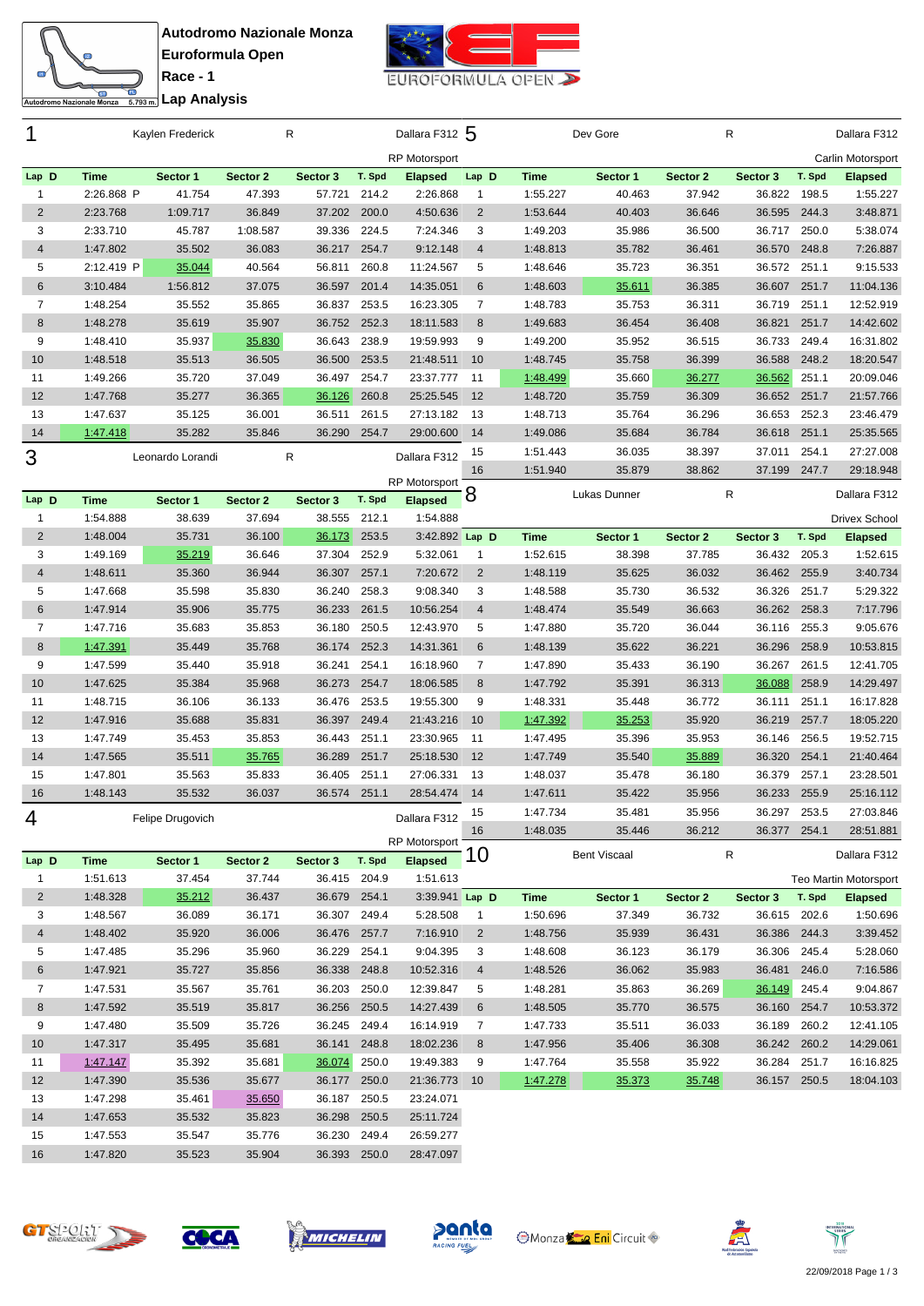# Autodromo Nazionale Monza
## Euroformula Open
## Race - 1
## Lap Analysis

### 1 — Kaylen Frederick — R — Dallara F312 — RP Motorsport

| Lap | D | Time | Sector 1 | Sector 2 | Sector 3 | T. Spd | Elapsed |
|---|---|---|---|---|---|---|---|
| 1 | | 2:26.868 P | 41.754 | 47.393 | 57.721 | 214.2 | 2:26.868 |
| 2 | | 2:23.768 | 1:09.717 | 36.849 | 37.202 | 200.0 | 4:50.636 |
| 3 | | 2:33.710 | 45.787 | 1:08.587 | 39.336 | 224.5 | 7:24.346 |
| 4 | | 1:47.802 | 35.502 | 36.083 | 36.217 | 254.7 | 9:12.148 |
| 5 | | 2:12.419 P | 35.044 | 40.564 | 56.811 | 260.8 | 11:24.567 |
| 6 | | 3:10.484 | 1:56.812 | 37.075 | 36.597 | 201.4 | 14:35.051 |
| 7 | | 1:48.254 | 35.552 | 35.865 | 36.837 | 253.5 | 16:23.305 |
| 8 | | 1:48.278 | 35.619 | 35.907 | 36.752 | 252.3 | 18:11.583 |
| 9 | | 1:48.410 | 35.937 | 35.830 | 36.643 | 238.9 | 19:59.993 |
| 10 | | 1:48.518 | 35.513 | 36.505 | 36.500 | 253.5 | 21:48.511 |
| 11 | | 1:49.266 | 35.720 | 37.049 | 36.497 | 254.7 | 23:37.777 |
| 12 | | 1:47.768 | 35.277 | 36.365 | 36.126 | 260.8 | 25:25.545 |
| 13 | | 1:47.637 | 35.125 | 36.001 | 36.511 | 261.5 | 27:13.182 |
| 14 | | 1:47.418 | 35.282 | 35.846 | 36.290 | 254.7 | 29:00.600 |

### 3 — Leonardo Lorandi — R — Dallara F312 — RP Motorsport

| Lap | D | Time | Sector 1 | Sector 2 | Sector 3 | T. Spd | Elapsed |
|---|---|---|---|---|---|---|---|
| 1 | | 1:54.888 | 38.639 | 37.694 | 38.555 | 212.1 | 1:54.888 |
| 2 | | 1:48.004 | 35.731 | 36.100 | 36.173 | 253.5 | 3:42.892 |
| 3 | | 1:49.169 | 35.219 | 36.646 | 37.304 | 252.9 | 5:32.061 |
| 4 | | 1:48.611 | 35.360 | 36.944 | 36.307 | 257.1 | 7:20.672 |
| 5 | | 1:47.668 | 35.598 | 35.830 | 36.240 | 258.3 | 9:08.340 |
| 6 | | 1:47.914 | 35.906 | 35.775 | 36.233 | 261.5 | 10:56.254 |
| 7 | | 1:47.716 | 35.683 | 35.853 | 36.180 | 250.5 | 12:43.970 |
| 8 | | 1:47.391 | 35.449 | 35.768 | 36.174 | 252.3 | 14:31.361 |
| 9 | | 1:47.599 | 35.440 | 35.918 | 36.241 | 254.1 | 16:18.960 |
| 10 | | 1:47.625 | 35.384 | 35.968 | 36.273 | 254.7 | 18:06.585 |
| 11 | | 1:48.715 | 36.106 | 36.133 | 36.476 | 253.5 | 19:55.300 |
| 12 | | 1:47.916 | 35.688 | 35.831 | 36.397 | 249.4 | 21:43.216 |
| 13 | | 1:47.749 | 35.453 | 35.853 | 36.443 | 251.1 | 23:30.965 |
| 14 | | 1:47.565 | 35.511 | 35.765 | 36.289 | 251.7 | 25:18.530 |
| 15 | | 1:47.801 | 35.563 | 35.833 | 36.405 | 251.1 | 27:06.331 |
| 16 | | 1:48.143 | 35.532 | 36.037 | 36.574 | 251.1 | 28:54.474 |

### 4 — Felipe Drugovich — Dallara F312 — RP Motorsport

| Lap | D | Time | Sector 1 | Sector 2 | Sector 3 | T. Spd | Elapsed |
|---|---|---|---|---|---|---|---|
| 1 | | 1:51.613 | 37.454 | 37.744 | 36.415 | 204.9 | 1:51.613 |
| 2 | | 1:48.328 | 35.212 | 36.437 | 36.679 | 254.1 | 3:39.941 |
| 3 | | 1:48.567 | 36.089 | 36.171 | 36.307 | 249.4 | 5:28.508 |
| 4 | | 1:48.402 | 35.920 | 36.006 | 36.476 | 257.7 | 7:16.910 |
| 5 | | 1:47.485 | 35.296 | 35.960 | 36.229 | 254.1 | 9:04.395 |
| 6 | | 1:47.921 | 35.727 | 35.856 | 36.338 | 248.8 | 10:52.316 |
| 7 | | 1:47.531 | 35.567 | 35.761 | 36.203 | 250.0 | 12:39.847 |
| 8 | | 1:47.592 | 35.519 | 35.817 | 36.256 | 250.5 | 14:27.439 |
| 9 | | 1:47.480 | 35.509 | 35.726 | 36.245 | 249.4 | 16:14.919 |
| 10 | | 1:47.317 | 35.495 | 35.681 | 36.141 | 248.8 | 18:02.236 |
| 11 | | 1:47.147 | 35.392 | 35.681 | 36.074 | 250.0 | 19:49.383 |
| 12 | | 1:47.390 | 35.536 | 35.677 | 36.177 | 250.0 | 21:36.773 |
| 13 | | 1:47.298 | 35.461 | 35.650 | 36.187 | 250.5 | 23:24.071 |
| 14 | | 1:47.653 | 35.532 | 35.823 | 36.298 | 250.5 | 25:11.724 |
| 15 | | 1:47.553 | 35.547 | 35.776 | 36.230 | 249.4 | 26:59.277 |
| 16 | | 1:47.820 | 35.523 | 35.904 | 36.393 | 250.0 | 28:47.097 |

### 5 — Dev Gore — R — Dallara F312 — Carlin Motorsport

| Lap | D | Time | Sector 1 | Sector 2 | Sector 3 | T. Spd | Elapsed |
|---|---|---|---|---|---|---|---|
| 1 | | 1:55.227 | 40.463 | 37.942 | 36.822 | 198.5 | 1:55.227 |
| 2 | | 1:53.644 | 40.403 | 36.646 | 36.595 | 244.3 | 3:48.871 |
| 3 | | 1:49.203 | 35.986 | 36.500 | 36.717 | 250.0 | 5:38.074 |
| 4 | | 1:48.813 | 35.782 | 36.461 | 36.570 | 248.8 | 7:26.887 |
| 5 | | 1:48.646 | 35.723 | 36.351 | 36.572 | 251.1 | 9:15.533 |
| 6 | | 1:48.603 | 35.611 | 36.385 | 36.607 | 251.7 | 11:04.136 |
| 7 | | 1:48.783 | 35.753 | 36.311 | 36.719 | 251.1 | 12:52.919 |
| 8 | | 1:49.683 | 36.454 | 36.408 | 36.821 | 251.7 | 14:42.602 |
| 9 | | 1:49.200 | 35.952 | 36.515 | 36.733 | 249.4 | 16:31.802 |
| 10 | | 1:48.745 | 35.758 | 36.399 | 36.588 | 248.2 | 18:20.547 |
| 11 | | 1:48.499 | 35.660 | 36.277 | 36.562 | 251.1 | 20:09.046 |
| 12 | | 1:48.720 | 35.759 | 36.309 | 36.652 | 251.7 | 21:57.766 |
| 13 | | 1:48.713 | 35.764 | 36.296 | 36.653 | 252.3 | 23:46.479 |
| 14 | | 1:49.086 | 35.684 | 36.784 | 36.618 | 251.1 | 25:35.565 |
| 15 | | 1:51.443 | 36.035 | 38.397 | 37.011 | 254.1 | 27:27.008 |
| 16 | | 1:51.940 | 35.879 | 38.862 | 37.199 | 247.7 | 29:18.948 |

### 8 — Lukas Dunner — R — Dallara F312 — Drivex School

| Lap | D | Time | Sector 1 | Sector 2 | Sector 3 | T. Spd | Elapsed |
|---|---|---|---|---|---|---|---|
| 1 | | 1:52.615 | 38.398 | 37.785 | 36.432 | 205.3 | 1:52.615 |
| 2 | | 1:48.119 | 35.625 | 36.032 | 36.462 | 255.9 | 3:40.734 |
| 3 | | 1:48.588 | 35.730 | 36.532 | 36.326 | 251.7 | 5:29.322 |
| 4 | | 1:48.474 | 35.549 | 36.663 | 36.262 | 258.3 | 7:17.796 |
| 5 | | 1:47.880 | 35.720 | 36.044 | 36.116 | 255.3 | 9:05.676 |
| 6 | | 1:48.139 | 35.622 | 36.221 | 36.296 | 258.9 | 10:53.815 |
| 7 | | 1:47.890 | 35.433 | 36.190 | 36.267 | 261.5 | 12:41.705 |
| 8 | | 1:47.792 | 35.391 | 36.313 | 36.088 | 258.9 | 14:29.497 |
| 9 | | 1:48.331 | 35.448 | 36.772 | 36.111 | 251.1 | 16:17.828 |
| 10 | | 1:47.392 | 35.253 | 35.920 | 36.219 | 257.7 | 18:05.220 |
| 11 | | 1:47.495 | 35.396 | 35.953 | 36.146 | 256.5 | 19:52.715 |
| 12 | | 1:47.749 | 35.540 | 35.889 | 36.320 | 254.1 | 21:40.464 |
| 13 | | 1:48.037 | 35.478 | 36.180 | 36.379 | 257.1 | 23:28.501 |
| 14 | | 1:47.611 | 35.422 | 35.956 | 36.233 | 255.9 | 25:16.112 |
| 15 | | 1:47.734 | 35.481 | 35.956 | 36.297 | 253.5 | 27:03.846 |
| 16 | | 1:48.035 | 35.446 | 36.212 | 36.377 | 254.1 | 28:51.881 |

### 10 — Bent Viscaal — R — Dallara F312 — Teo Martin Motorsport

| Lap | D | Time | Sector 1 | Sector 2 | Sector 3 | T. Spd | Elapsed |
|---|---|---|---|---|---|---|---|
| 1 | | 1:50.696 | 37.349 | 36.732 | 36.615 | 202.6 | 1:50.696 |
| 2 | | 1:48.756 | 35.939 | 36.431 | 36.386 | 244.3 | 3:39.452 |
| 3 | | 1:48.608 | 36.123 | 36.179 | 36.306 | 245.4 | 5:28.060 |
| 4 | | 1:48.526 | 36.062 | 35.983 | 36.481 | 246.0 | 7:16.586 |
| 5 | | 1:48.281 | 35.863 | 36.269 | 36.149 | 245.4 | 9:04.867 |
| 6 | | 1:48.505 | 35.770 | 36.575 | 36.160 | 254.7 | 10:53.372 |
| 7 | | 1:47.733 | 35.511 | 36.033 | 36.189 | 260.2 | 12:41.105 |
| 8 | | 1:47.956 | 35.406 | 36.308 | 36.242 | 260.2 | 14:29.061 |
| 9 | | 1:47.764 | 35.558 | 35.922 | 36.284 | 251.7 | 16:16.825 |
| 10 | | 1:47.278 | 35.373 | 35.748 | 36.157 | 250.5 | 18:04.103 |

22/09/2018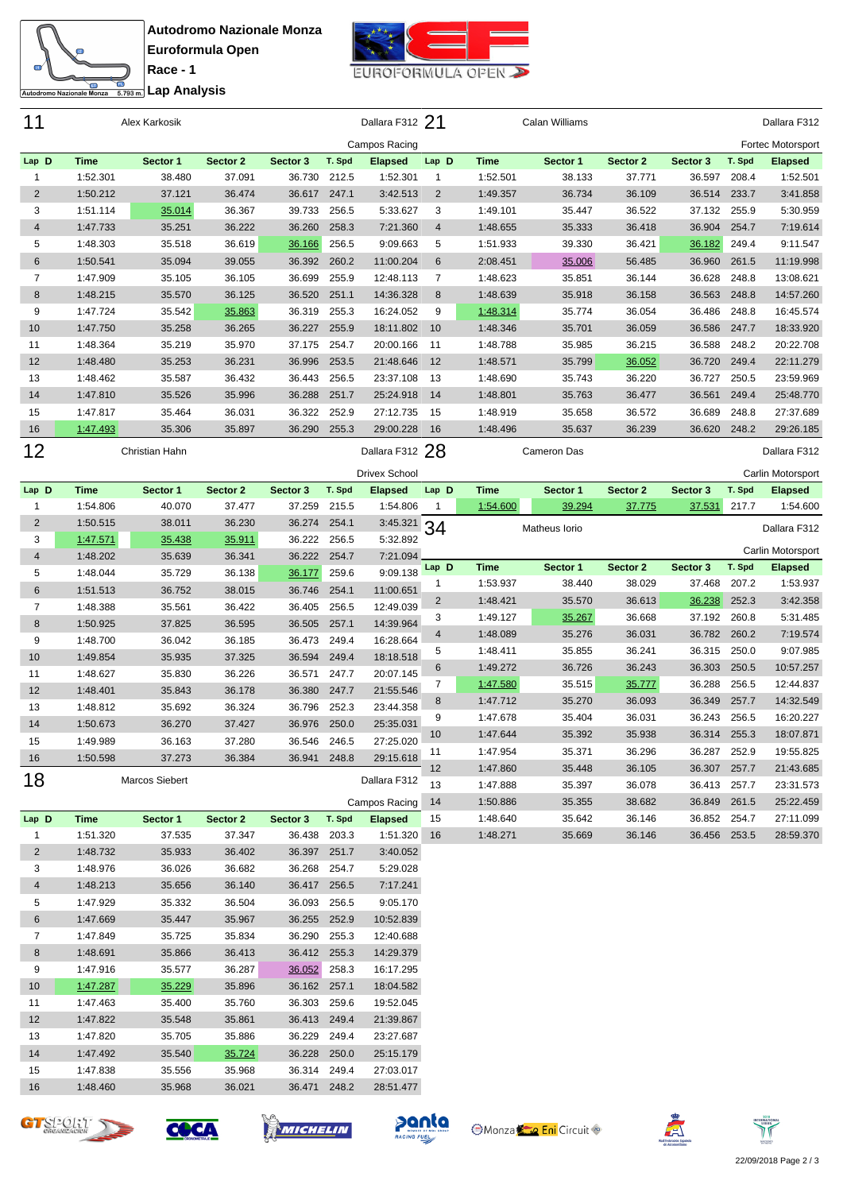**Autodromo Nazionale Monza**
**Euroformula Open**
**Race - 1**
**Lap Analysis**

## 11 Alex Karkosik — Dallara F312 — Campos Racing

| Lap | D | Time | Sector 1 | Sector 2 | Sector 3 | T. Spd | Elapsed |
|---|---|---|---|---|---|---|---|
| 1 | | 1:52.301 | 38.480 | 37.091 | 36.730 | 212.5 | 1:52.301 |
| 2 | | 1:50.212 | 37.121 | 36.474 | 36.617 | 247.1 | 3:42.513 |
| 3 | | 1:51.114 | 35.014 | 36.367 | 39.733 | 256.5 | 5:33.627 |
| 4 | | 1:47.733 | 35.251 | 36.222 | 36.260 | 258.3 | 7:21.360 |
| 5 | | 1:48.303 | 35.518 | 36.619 | 36.166 | 256.5 | 9:09.663 |
| 6 | | 1:50.541 | 35.094 | 39.055 | 36.392 | 260.2 | 11:00.204 |
| 7 | | 1:47.909 | 35.105 | 36.105 | 36.699 | 255.9 | 12:48.113 |
| 8 | | 1:48.215 | 35.570 | 36.125 | 36.520 | 251.1 | 14:36.328 |
| 9 | | 1:47.724 | 35.542 | 35.863 | 36.319 | 255.3 | 16:24.052 |
| 10 | | 1:47.750 | 35.258 | 36.265 | 36.227 | 255.9 | 18:11.802 |
| 11 | | 1:48.364 | 35.219 | 35.970 | 37.175 | 254.7 | 20:00.166 |
| 12 | | 1:48.480 | 35.253 | 36.231 | 36.996 | 253.5 | 21:48.646 |
| 13 | | 1:48.462 | 35.587 | 36.432 | 36.443 | 256.5 | 23:37.108 |
| 14 | | 1:47.810 | 35.526 | 35.996 | 36.288 | 251.7 | 25:24.918 |
| 15 | | 1:47.817 | 35.464 | 36.031 | 36.322 | 252.9 | 27:12.735 |
| 16 | | 1:47.493 | 35.306 | 35.897 | 36.290 | 255.3 | 29:00.228 |

## 12 Christian Hahn — Dallara F312 — Drivex School

| Lap | D | Time | Sector 1 | Sector 2 | Sector 3 | T. Spd | Elapsed |
|---|---|---|---|---|---|---|---|
| 1 | | 1:54.806 | 40.070 | 37.477 | 37.259 | 215.5 | 1:54.806 |
| 2 | | 1:50.515 | 38.011 | 36.230 | 36.274 | 254.1 | 3:45.321 |
| 3 | | 1:47.571 | 35.438 | 35.911 | 36.222 | 256.5 | 5:32.892 |
| 4 | | 1:48.202 | 35.639 | 36.341 | 36.222 | 254.7 | 7:21.094 |
| 5 | | 1:48.044 | 35.729 | 36.138 | 36.177 | 259.6 | 9:09.138 |
| 6 | | 1:51.513 | 36.752 | 38.015 | 36.746 | 254.1 | 11:00.651 |
| 7 | | 1:48.388 | 35.561 | 36.422 | 36.405 | 256.5 | 12:49.039 |
| 8 | | 1:50.925 | 37.825 | 36.595 | 36.505 | 257.1 | 14:39.964 |
| 9 | | 1:48.700 | 36.042 | 36.185 | 36.473 | 249.4 | 16:28.664 |
| 10 | | 1:49.854 | 35.935 | 37.325 | 36.594 | 249.4 | 18:18.518 |
| 11 | | 1:48.627 | 35.830 | 36.226 | 36.571 | 247.7 | 20:07.145 |
| 12 | | 1:48.401 | 35.843 | 36.178 | 36.380 | 247.7 | 21:55.546 |
| 13 | | 1:48.812 | 35.692 | 36.324 | 36.796 | 252.3 | 23:44.358 |
| 14 | | 1:50.673 | 36.270 | 37.427 | 36.976 | 250.0 | 25:35.031 |
| 15 | | 1:49.989 | 36.163 | 37.280 | 36.546 | 246.5 | 27:25.020 |
| 16 | | 1:50.598 | 37.273 | 36.384 | 36.941 | 248.8 | 29:15.618 |

## 18 Marcos Siebert — Dallara F312 — Campos Racing

| Lap | D | Time | Sector 1 | Sector 2 | Sector 3 | T. Spd | Elapsed |
|---|---|---|---|---|---|---|---|
| 1 | | 1:51.320 | 37.535 | 37.347 | 36.438 | 203.3 | 1:51.320 |
| 2 | | 1:48.732 | 35.933 | 36.402 | 36.397 | 251.7 | 3:40.052 |
| 3 | | 1:48.976 | 36.026 | 36.682 | 36.268 | 254.7 | 5:29.028 |
| 4 | | 1:48.213 | 35.656 | 36.140 | 36.417 | 256.5 | 7:17.241 |
| 5 | | 1:47.929 | 35.332 | 36.504 | 36.093 | 256.5 | 9:05.170 |
| 6 | | 1:47.669 | 35.447 | 35.967 | 36.255 | 252.9 | 10:52.839 |
| 7 | | 1:47.849 | 35.725 | 35.834 | 36.290 | 255.3 | 12:40.688 |
| 8 | | 1:48.691 | 35.866 | 36.413 | 36.412 | 255.3 | 14:29.379 |
| 9 | | 1:47.916 | 35.577 | 36.287 | 36.052 | 258.3 | 16:17.295 |
| 10 | | 1:47.287 | 35.229 | 35.896 | 36.162 | 257.1 | 18:04.582 |
| 11 | | 1:47.463 | 35.400 | 35.760 | 36.303 | 259.6 | 19:52.045 |
| 12 | | 1:47.822 | 35.548 | 35.861 | 36.413 | 249.4 | 21:39.867 |
| 13 | | 1:47.820 | 35.705 | 35.886 | 36.229 | 249.4 | 23:27.687 |
| 14 | | 1:47.492 | 35.540 | 35.724 | 36.228 | 250.0 | 25:15.179 |
| 15 | | 1:47.838 | 35.556 | 35.968 | 36.314 | 249.4 | 27:03.017 |
| 16 | | 1:48.460 | 35.968 | 36.021 | 36.471 | 248.2 | 28:51.477 |

## 21 Calan Williams — Dallara F312 — Fortec Motorsport

| Lap | D | Time | Sector 1 | Sector 2 | Sector 3 | T. Spd | Elapsed |
|---|---|---|---|---|---|---|---|
| 1 | | 1:52.501 | 38.133 | 37.771 | 36.597 | 208.4 | 1:52.501 |
| 2 | | 1:49.357 | 36.734 | 36.109 | 36.514 | 233.7 | 3:41.858 |
| 3 | | 1:49.101 | 35.447 | 36.522 | 37.132 | 255.9 | 5:30.959 |
| 4 | | 1:48.655 | 35.333 | 36.418 | 36.904 | 254.7 | 7:19.614 |
| 5 | | 1:51.933 | 39.330 | 36.421 | 36.182 | 249.4 | 9:11.547 |
| 6 | | 2:08.451 | 35.006 | 56.485 | 36.960 | 261.5 | 11:19.998 |
| 7 | | 1:48.623 | 35.851 | 36.144 | 36.628 | 248.8 | 13:08.621 |
| 8 | | 1:48.639 | 35.918 | 36.158 | 36.563 | 248.8 | 14:57.260 |
| 9 | | 1:48.314 | 35.774 | 36.054 | 36.486 | 248.8 | 16:45.574 |
| 10 | | 1:48.346 | 35.701 | 36.059 | 36.586 | 247.7 | 18:33.920 |
| 11 | | 1:48.788 | 35.985 | 36.215 | 36.588 | 248.2 | 20:22.708 |
| 12 | | 1:48.571 | 35.799 | 36.052 | 36.720 | 249.4 | 22:11.279 |
| 13 | | 1:48.690 | 35.743 | 36.220 | 36.727 | 250.5 | 23:59.969 |
| 14 | | 1:48.801 | 35.763 | 36.477 | 36.561 | 249.4 | 25:48.770 |
| 15 | | 1:48.919 | 35.658 | 36.572 | 36.689 | 248.8 | 27:37.689 |
| 16 | | 1:48.496 | 35.637 | 36.239 | 36.620 | 248.2 | 29:26.185 |

## 28 Cameron Das — Dallara F312 — Carlin Motorsport

| Lap | D | Time | Sector 1 | Sector 2 | Sector 3 | T. Spd | Elapsed |
|---|---|---|---|---|---|---|---|
| 1 | | 1:54.600 | 39.294 | 37.775 | 37.531 | 217.7 | 1:54.600 |

## 34 Matheus Iorio — Dallara F312 — Carlin Motorsport

| Lap | D | Time | Sector 1 | Sector 2 | Sector 3 | T. Spd | Elapsed |
|---|---|---|---|---|---|---|---|
| 1 | | 1:53.937 | 38.440 | 38.029 | 37.468 | 207.2 | 1:53.937 |
| 2 | | 1:48.421 | 35.570 | 36.613 | 36.238 | 252.3 | 3:42.358 |
| 3 | | 1:49.127 | 35.267 | 36.668 | 37.192 | 260.8 | 5:31.485 |
| 4 | | 1:48.089 | 35.276 | 36.031 | 36.782 | 260.2 | 7:19.574 |
| 5 | | 1:48.411 | 35.855 | 36.241 | 36.315 | 250.0 | 9:07.985 |
| 6 | | 1:49.272 | 36.726 | 36.243 | 36.303 | 250.5 | 10:57.257 |
| 7 | | 1:47.580 | 35.515 | 35.777 | 36.288 | 256.5 | 12:44.837 |
| 8 | | 1:47.712 | 35.270 | 36.093 | 36.349 | 257.7 | 14:32.549 |
| 9 | | 1:47.678 | 35.404 | 36.031 | 36.243 | 256.5 | 16:20.227 |
| 10 | | 1:47.644 | 35.392 | 35.938 | 36.314 | 255.3 | 18:07.871 |
| 11 | | 1:47.954 | 35.371 | 36.296 | 36.287 | 252.9 | 19:55.825 |
| 12 | | 1:47.860 | 35.448 | 36.105 | 36.307 | 257.7 | 21:43.685 |
| 13 | | 1:47.888 | 35.397 | 36.078 | 36.413 | 257.7 | 23:31.573 |
| 14 | | 1:50.886 | 35.355 | 38.682 | 36.849 | 261.5 | 25:22.459 |
| 15 | | 1:48.640 | 35.642 | 36.146 | 36.852 | 254.7 | 27:11.099 |
| 16 | | 1:48.271 | 35.669 | 36.146 | 36.456 | 253.5 | 28:59.370 |

22/09/2018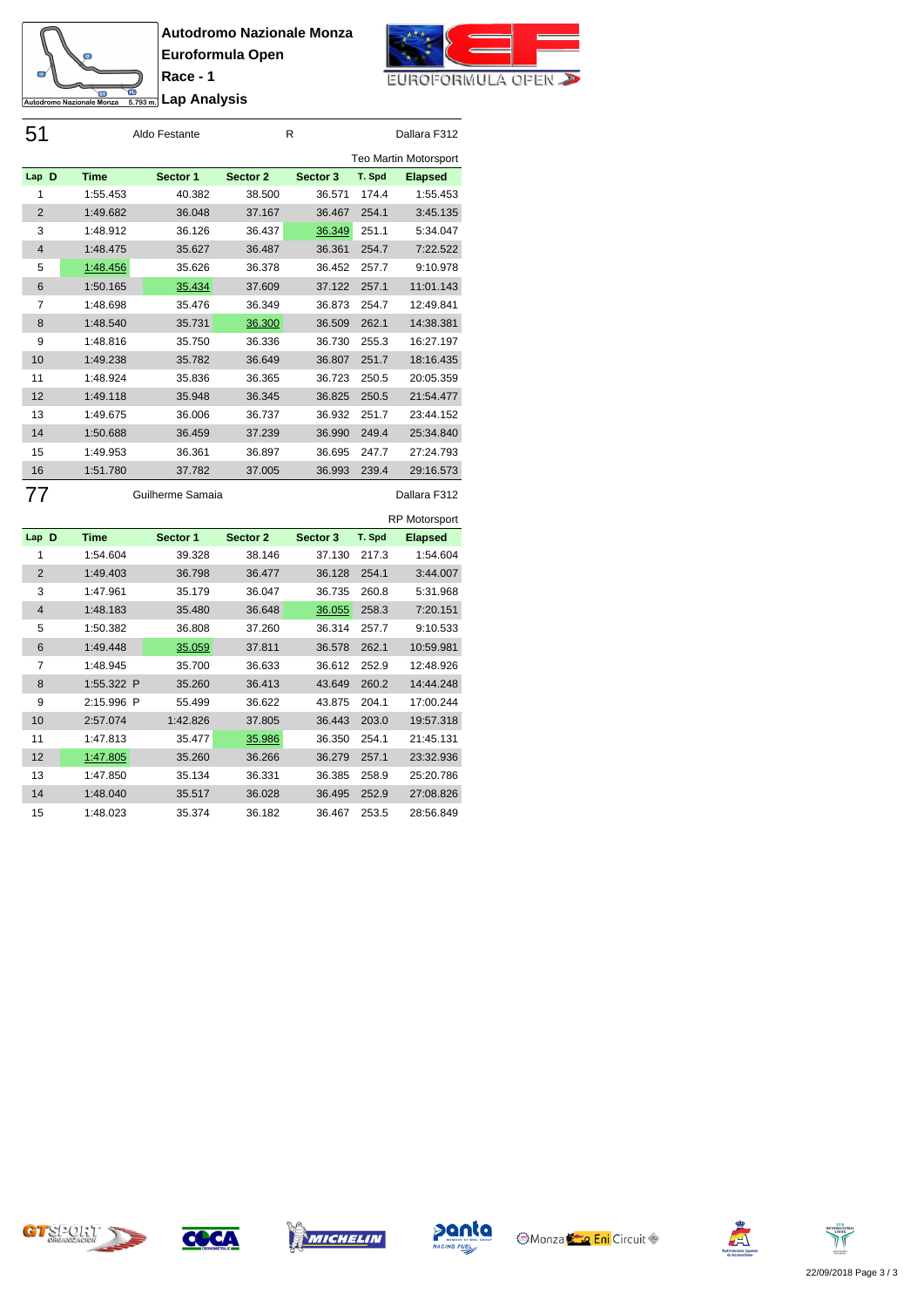**Autodromo Nazionale Monza**
**Euroformula Open**
**Race - 1**
**Lap Analysis**

## 51 Aldo Festante R Dallara F312

Teo Martin Motorsport

| Lap | D | Time | Sector 1 | Sector 2 | Sector 3 | T. Spd | Elapsed |
|---|---|---|---|---|---|---|---|
| 1 | | 1:55.453 | 40.382 | 38.500 | 36.571 | 174.4 | 1:55.453 |
| 2 | | 1:49.682 | 36.048 | 37.167 | 36.467 | 254.1 | 3:45.135 |
| 3 | | 1:48.912 | 36.126 | 36.437 | 36.349 | 251.1 | 5:34.047 |
| 4 | | 1:48.475 | 35.627 | 36.487 | 36.361 | 254.7 | 7:22.522 |
| 5 | | 1:48.456 | 35.626 | 36.378 | 36.452 | 257.7 | 9:10.978 |
| 6 | | 1:50.165 | 35.434 | 37.609 | 37.122 | 257.1 | 11:01.143 |
| 7 | | 1:48.698 | 35.476 | 36.349 | 36.873 | 254.7 | 12:49.841 |
| 8 | | 1:48.540 | 35.731 | 36.300 | 36.509 | 262.1 | 14:38.381 |
| 9 | | 1:48.816 | 35.750 | 36.336 | 36.730 | 255.3 | 16:27.197 |
| 10 | | 1:49.238 | 35.782 | 36.649 | 36.807 | 251.7 | 18:16.435 |
| 11 | | 1:48.924 | 35.836 | 36.365 | 36.723 | 250.5 | 20:05.359 |
| 12 | | 1:49.118 | 35.948 | 36.345 | 36.825 | 250.5 | 21:54.477 |
| 13 | | 1:49.675 | 36.006 | 36.737 | 36.932 | 251.7 | 23:44.152 |
| 14 | | 1:50.688 | 36.459 | 37.239 | 36.990 | 249.4 | 25:34.840 |
| 15 | | 1:49.953 | 36.361 | 36.897 | 36.695 | 247.7 | 27:24.793 |
| 16 | | 1:51.780 | 37.782 | 37.005 | 36.993 | 239.4 | 29:16.573 |

## 77 Guilherme Samaia Dallara F312

RP Motorsport

| Lap | D | Time | Sector 1 | Sector 2 | Sector 3 | T. Spd | Elapsed |
|---|---|---|---|---|---|---|---|
| 1 | | 1:54.604 | 39.328 | 38.146 | 37.130 | 217.3 | 1:54.604 |
| 2 | | 1:49.403 | 36.798 | 36.477 | 36.128 | 254.1 | 3:44.007 |
| 3 | | 1:47.961 | 35.179 | 36.047 | 36.735 | 260.8 | 5:31.968 |
| 4 | | 1:48.183 | 35.480 | 36.648 | 36.055 | 258.3 | 7:20.151 |
| 5 | | 1:50.382 | 36.808 | 37.260 | 36.314 | 257.7 | 9:10.533 |
| 6 | | 1:49.448 | 35.059 | 37.811 | 36.578 | 262.1 | 10:59.981 |
| 7 | | 1:48.945 | 35.700 | 36.633 | 36.612 | 252.9 | 12:48.926 |
| 8 | | 1:55.322 P | 35.260 | 36.413 | 43.649 | 260.2 | 14:44.248 |
| 9 | | 2:15.996 P | 55.499 | 36.622 | 43.875 | 204.1 | 17:00.244 |
| 10 | | 2:57.074 | 1:42.826 | 37.805 | 36.443 | 203.0 | 19:57.318 |
| 11 | | 1:47.813 | 35.477 | 35.986 | 36.350 | 254.1 | 21:45.131 |
| 12 | | 1:47.805 | 35.260 | 36.266 | 36.279 | 257.1 | 23:32.936 |
| 13 | | 1:47.850 | 35.134 | 36.331 | 36.385 | 258.9 | 25:20.786 |
| 14 | | 1:48.040 | 35.517 | 36.028 | 36.495 | 252.9 | 27:08.826 |
| 15 | | 1:48.023 | 35.374 | 36.182 | 36.467 | 253.5 | 28:56.849 |

22/09/2018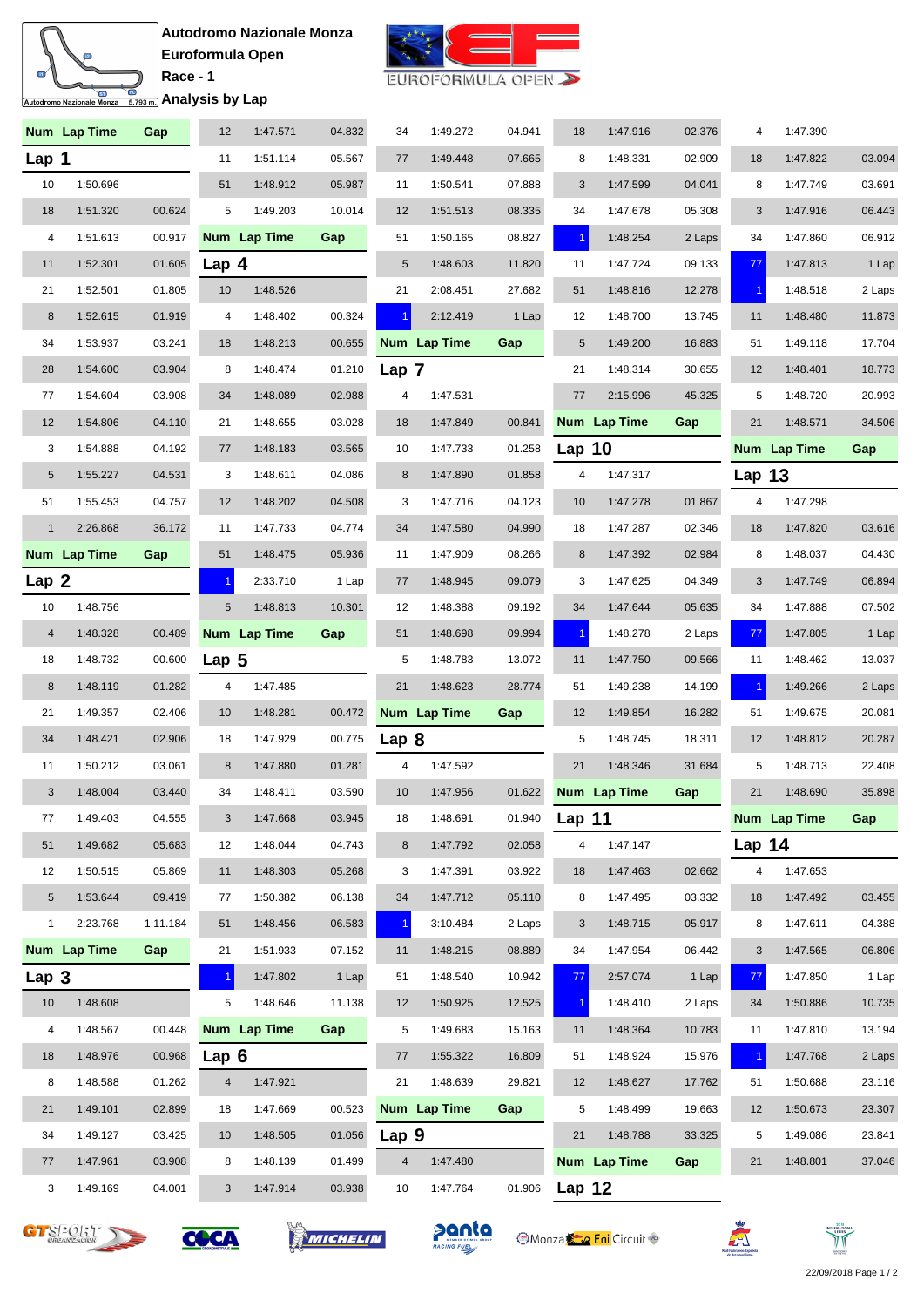Autodromo Nazionale Monza
Euroformula Open
Race - 1
Analysis by Lap

## Lap 1

| Num | Lap Time | Gap |
|---|---|---|
| 10 | 1:50.696 | |
| 18 | 1:51.320 | 00.624 |
| 4 | 1:51.613 | 00.917 |
| 11 | 1:52.301 | 01.605 |
| 21 | 1:52.501 | 01.805 |
| 8 | 1:52.615 | 01.919 |
| 34 | 1:53.937 | 03.241 |
| 28 | 1:54.600 | 03.904 |
| 77 | 1:54.604 | 03.908 |
| 12 | 1:54.806 | 04.110 |
| 3 | 1:54.888 | 04.192 |
| 5 | 1:55.227 | 04.531 |
| 51 | 1:55.453 | 04.757 |
| 1 | 2:26.868 | 36.172 |

## Lap 2

| Num | Lap Time | Gap |
|---|---|---|
| 10 | 1:48.756 | |
| 4 | 1:48.328 | 00.489 |
| 18 | 1:48.732 | 00.600 |
| 8 | 1:48.119 | 01.282 |
| 21 | 1:49.357 | 02.406 |
| 34 | 1:48.421 | 02.906 |
| 11 | 1:50.212 | 03.061 |
| 3 | 1:48.004 | 03.440 |
| 77 | 1:49.403 | 04.555 |
| 51 | 1:49.682 | 05.683 |
| 12 | 1:50.515 | 05.869 |
| 5 | 1:53.644 | 09.419 |
| 1 | 2:23.768 | 1:11.184 |

## Lap 3

| Num | Lap Time | Gap |
|---|---|---|
| 10 | 1:48.608 | |
| 4 | 1:48.567 | 00.448 |
| 18 | 1:48.976 | 00.968 |
| 8 | 1:48.588 | 01.262 |
| 21 | 1:49.101 | 02.899 |
| 34 | 1:49.127 | 03.425 |
| 77 | 1:47.961 | 03.908 |
| 3 | 1:49.169 | 04.001 |
| 12 | 1:47.571 | 04.832 |
| 11 | 1:51.114 | 05.567 |
| 51 | 1:48.912 | 05.987 |
| 5 | 1:49.203 | 10.014 |

## Lap 4

| Num | Lap Time | Gap |
|---|---|---|
| 10 | 1:48.526 | |
| 4 | 1:48.402 | 00.324 |
| 18 | 1:48.213 | 00.655 |
| 8 | 1:48.474 | 01.210 |
| 34 | 1:48.089 | 02.988 |
| 21 | 1:48.655 | 03.028 |
| 77 | 1:48.183 | 03.565 |
| 3 | 1:48.611 | 04.086 |
| 12 | 1:48.202 | 04.508 |
| 11 | 1:47.733 | 04.774 |
| 51 | 1:48.475 | 05.936 |
| 1 | 2:33.710 | 1 Lap |
| 5 | 1:48.813 | 10.301 |

## Lap 5

| Num | Lap Time | Gap |
|---|---|---|
| 4 | 1:47.485 | |
| 10 | 1:48.281 | 00.472 |
| 18 | 1:47.929 | 00.775 |
| 8 | 1:47.880 | 01.281 |
| 34 | 1:48.411 | 03.590 |
| 3 | 1:47.668 | 03.945 |
| 12 | 1:48.044 | 04.743 |
| 11 | 1:48.303 | 05.268 |
| 77 | 1:50.382 | 06.138 |
| 51 | 1:48.456 | 06.583 |
| 21 | 1:51.933 | 07.152 |
| 1 | 1:47.802 | 1 Lap |
| 5 | 1:48.646 | 11.138 |

## Lap 6

| Num | Lap Time | Gap |
|---|---|---|
| 4 | 1:47.921 | |
| 18 | 1:47.669 | 00.523 |
| 10 | 1:48.505 | 01.056 |
| 8 | 1:48.139 | 01.499 |
| 3 | 1:47.914 | 03.938 |
| 34 | 1:49.272 | 04.941 |
| 77 | 1:49.448 | 07.665 |
| 11 | 1:50.541 | 07.888 |
| 12 | 1:51.513 | 08.335 |
| 51 | 1:50.165 | 08.827 |
| 5 | 1:48.603 | 11.820 |
| 21 | 2:08.451 | 27.682 |
| 1 | 2:12.419 | 1 Lap |

## Lap 7

| Num | Lap Time | Gap |
|---|---|---|
| 4 | 1:47.531 | |
| 18 | 1:47.849 | 00.841 |
| 10 | 1:47.733 | 01.258 |
| 8 | 1:47.890 | 01.858 |
| 3 | 1:47.716 | 04.123 |
| 34 | 1:47.580 | 04.990 |
| 11 | 1:47.909 | 08.266 |
| 77 | 1:48.945 | 09.079 |
| 12 | 1:48.388 | 09.192 |
| 51 | 1:48.698 | 09.994 |
| 5 | 1:48.783 | 13.072 |
| 21 | 1:48.623 | 28.774 |

## Lap 8

| Num | Lap Time | Gap |
|---|---|---|
| 4 | 1:47.592 | |
| 10 | 1:47.956 | 01.622 |
| 18 | 1:48.691 | 01.940 |
| 8 | 1:47.792 | 02.058 |
| 3 | 1:47.391 | 03.922 |
| 34 | 1:47.712 | 05.110 |
| 1 | 3:10.484 | 2 Laps |
| 11 | 1:48.215 | 08.889 |
| 51 | 1:48.540 | 10.942 |
| 12 | 1:50.925 | 12.525 |
| 5 | 1:49.683 | 15.163 |
| 77 | 1:55.322 | 16.809 |
| 21 | 1:48.639 | 29.821 |

## Lap 9

| Num | Lap Time | Gap |
|---|---|---|
| 4 | 1:47.480 | |
| 10 | 1:47.764 | 01.906 |
| 18 | 1:47.916 | 02.376 |
| 8 | 1:48.331 | 02.909 |
| 3 | 1:47.599 | 04.041 |
| 34 | 1:47.678 | 05.308 |
| 1 | 1:48.254 | 2 Laps |
| 11 | 1:47.724 | 09.133 |
| 51 | 1:48.816 | 12.278 |
| 12 | 1:48.700 | 13.745 |
| 5 | 1:49.200 | 16.883 |
| 21 | 1:48.314 | 30.655 |
| 77 | 2:15.996 | 45.325 |

## Lap 10

| Num | Lap Time | Gap |
|---|---|---|
| 4 | 1:47.317 | |
| 10 | 1:47.278 | 01.867 |
| 18 | 1:47.287 | 02.346 |
| 8 | 1:47.392 | 02.984 |
| 3 | 1:47.625 | 04.349 |
| 34 | 1:47.644 | 05.635 |
| 1 | 1:48.278 | 2 Laps |
| 11 | 1:47.750 | 09.566 |
| 51 | 1:49.238 | 14.199 |
| 12 | 1:49.854 | 16.282 |
| 5 | 1:48.745 | 18.311 |
| 21 | 1:48.346 | 31.684 |

## Lap 11

| Num | Lap Time | Gap |
|---|---|---|
| 4 | 1:47.147 | |
| 18 | 1:47.463 | 02.662 |
| 8 | 1:47.495 | 03.332 |
| 3 | 1:48.715 | 05.917 |
| 34 | 1:47.954 | 06.442 |
| 77 | 2:57.074 | 1 Lap |
| 1 | 1:48.410 | 2 Laps |
| 11 | 1:48.364 | 10.783 |
| 51 | 1:48.924 | 15.976 |
| 12 | 1:48.627 | 17.762 |
| 5 | 1:48.499 | 19.663 |
| 21 | 1:48.788 | 33.325 |

## Lap 12

| Num | Lap Time | Gap |
|---|---|---|
| 4 | 1:47.390 | |
| 18 | 1:47.822 | 03.094 |
| 8 | 1:47.749 | 03.691 |
| 3 | 1:47.916 | 06.443 |
| 34 | 1:47.860 | 06.912 |
| 77 | 1:47.813 | 1 Lap |
| 1 | 1:48.518 | 2 Laps |
| 11 | 1:48.480 | 11.873 |
| 51 | 1:49.118 | 17.704 |
| 12 | 1:48.401 | 18.773 |
| 5 | 1:48.720 | 20.993 |
| 21 | 1:48.571 | 34.506 |

## Lap 13

| Num | Lap Time | Gap |
|---|---|---|
| 4 | 1:47.298 | |
| 18 | 1:47.820 | 03.616 |
| 8 | 1:48.037 | 04.430 |
| 3 | 1:47.749 | 06.894 |
| 34 | 1:47.888 | 07.502 |
| 77 | 1:47.805 | 1 Lap |
| 11 | 1:48.462 | 13.037 |
| 1 | 1:49.266 | 2 Laps |
| 51 | 1:49.675 | 20.081 |
| 12 | 1:48.812 | 20.287 |
| 5 | 1:48.713 | 22.408 |
| 21 | 1:48.690 | 35.898 |

## Lap 14

| Num | Lap Time | Gap |
|---|---|---|
| 4 | 1:47.653 | |
| 18 | 1:47.492 | 03.455 |
| 8 | 1:47.611 | 04.388 |
| 3 | 1:47.565 | 06.806 |
| 77 | 1:47.850 | 1 Lap |
| 34 | 1:50.886 | 10.735 |
| 11 | 1:47.810 | 13.194 |
| 1 | 1:47.768 | 2 Laps |
| 51 | 1:50.688 | 23.116 |
| 12 | 1:50.673 | 23.307 |
| 5 | 1:49.086 | 23.841 |
| 21 | 1:48.801 | 37.046 |

22/09/2018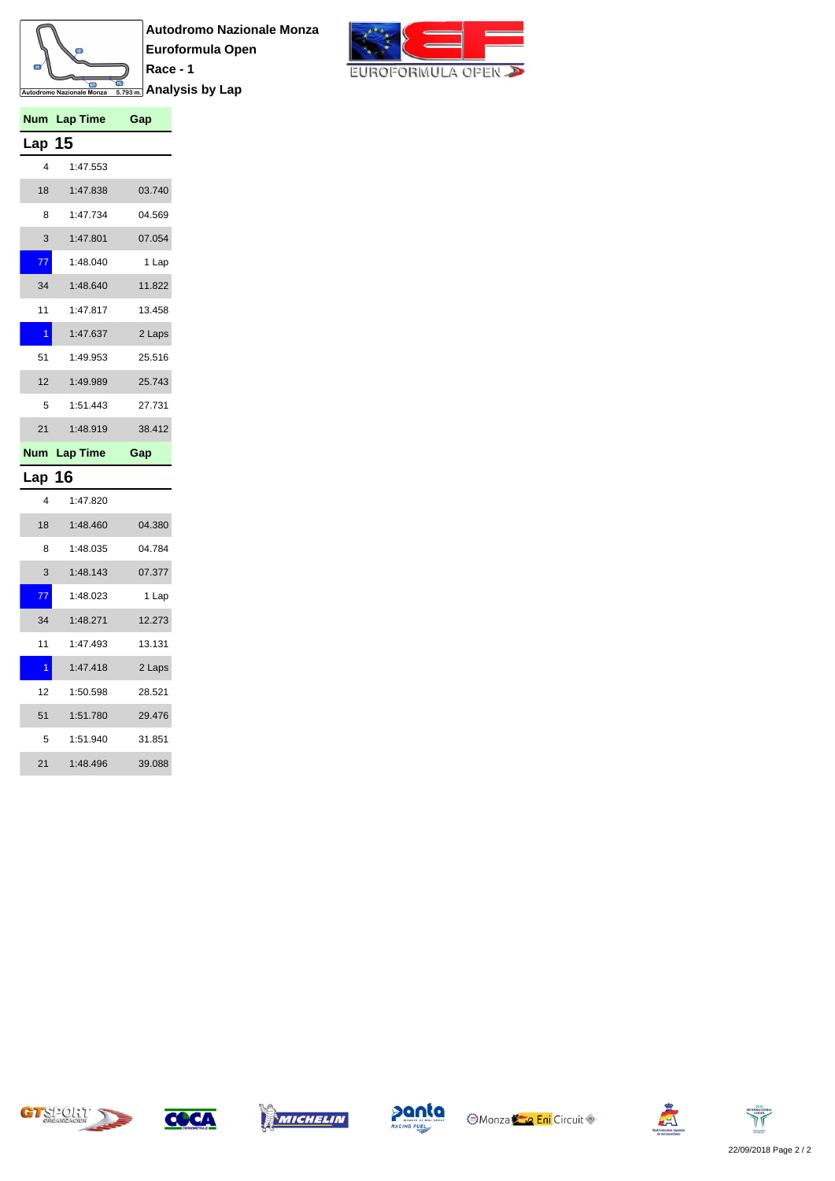**Autodromo Nazionale Monza**

**Euroformula Open**

**Race - 1**

**Analysis by Lap**

| Num | Lap Time | Gap |
|---|---|---|
| **Lap 15** | | |
| 4 | 1:47.553 | |
| 18 | 1:47.838 | 03.740 |
| 8 | 1:47.734 | 04.569 |
| 3 | 1:47.801 | 07.054 |
| 77 | 1:48.040 | 1 Lap |
| 34 | 1:48.640 | 11.822 |
| 11 | 1:47.817 | 13.458 |
| 1 | 1:47.637 | 2 Laps |
| 51 | 1:49.953 | 25.516 |
| 12 | 1:49.989 | 25.743 |
| 5 | 1:51.443 | 27.731 |
| 21 | 1:48.919 | 38.412 |

| Num | Lap Time | Gap |
|---|---|---|
| **Lap 16** | | |
| 4 | 1:47.820 | |
| 18 | 1:48.460 | 04.380 |
| 8 | 1:48.035 | 04.784 |
| 3 | 1:48.143 | 07.377 |
| 77 | 1:48.023 | 1 Lap |
| 34 | 1:48.271 | 12.273 |
| 11 | 1:47.493 | 13.131 |
| 1 | 1:47.418 | 2 Laps |
| 12 | 1:50.598 | 28.521 |
| 51 | 1:51.780 | 29.476 |
| 5 | 1:51.940 | 31.851 |
| 21 | 1:48.496 | 39.088 |

22/09/2018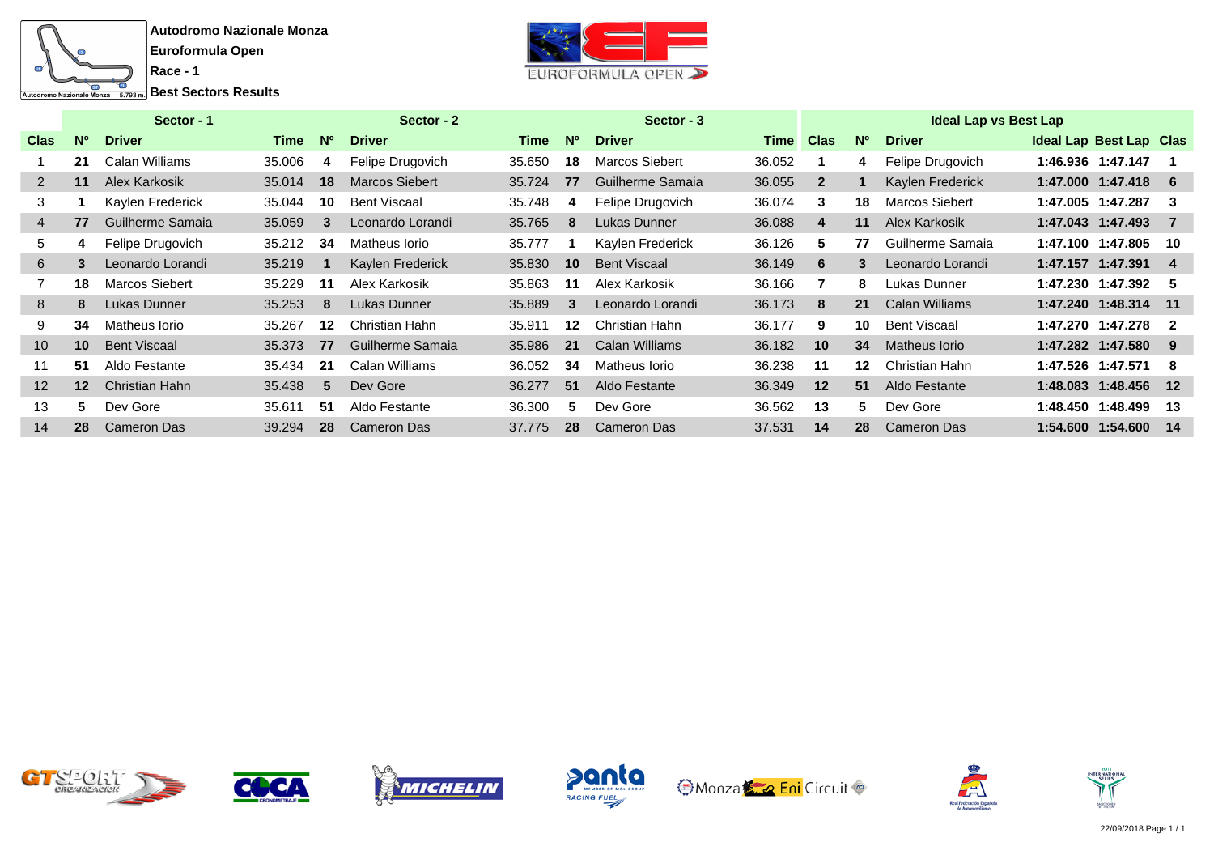**Autodromo Nazionale Monza**
**Euroformula Open**
**Race - 1**
**Best Sectors Results**

| Sector - 1 | | | | Sector - 2 | | | Sector - 3 | | | Ideal Lap vs Best Lap | | | | | |
|---|---|---|---|---|---|---|---|---|---|---|---|---|---|---|---|
| **Clas** | **Nº** | **Driver** | **Time** | **Nº** | **Driver** | **Time** | **Nº** | **Driver** | **Time** | **Clas** | **Nº** | **Driver** | **Ideal Lap** | **Best Lap** | **Clas** |
| 1 | 21 | Calan Williams | 35.006 | 4 | Felipe Drugovich | 35.650 | 18 | Marcos Siebert | 36.052 | 1 | 4 | Felipe Drugovich | 1:46.936 | 1:47.147 | 1 |
| 2 | 11 | Alex Karkosik | 35.014 | 18 | Marcos Siebert | 35.724 | 77 | Guilherme Samaia | 36.055 | 2 | 1 | Kaylen Frederick | 1:47.000 | 1:47.418 | 6 |
| 3 | 1 | Kaylen Frederick | 35.044 | 10 | Bent Viscaal | 35.748 | 4 | Felipe Drugovich | 36.074 | 3 | 18 | Marcos Siebert | 1:47.005 | 1:47.287 | 3 |
| 4 | 77 | Guilherme Samaia | 35.059 | 3 | Leonardo Lorandi | 35.765 | 8 | Lukas Dunner | 36.088 | 4 | 11 | Alex Karkosik | 1:47.043 | 1:47.493 | 7 |
| 5 | 4 | Felipe Drugovich | 35.212 | 34 | Matheus Iorio | 35.777 | 1 | Kaylen Frederick | 36.126 | 5 | 77 | Guilherme Samaia | 1:47.100 | 1:47.805 | 10 |
| 6 | 3 | Leonardo Lorandi | 35.219 | 1 | Kaylen Frederick | 35.830 | 10 | Bent Viscaal | 36.149 | 6 | 3 | Leonardo Lorandi | 1:47.157 | 1:47.391 | 4 |
| 7 | 18 | Marcos Siebert | 35.229 | 11 | Alex Karkosik | 35.863 | 11 | Alex Karkosik | 36.166 | 7 | 8 | Lukas Dunner | 1:47.230 | 1:47.392 | 5 |
| 8 | 8 | Lukas Dunner | 35.253 | 8 | Lukas Dunner | 35.889 | 3 | Leonardo Lorandi | 36.173 | 8 | 21 | Calan Williams | 1:47.240 | 1:48.314 | 11 |
| 9 | 34 | Matheus Iorio | 35.267 | 12 | Christian Hahn | 35.911 | 12 | Christian Hahn | 36.177 | 9 | 10 | Bent Viscaal | 1:47.270 | 1:47.278 | 2 |
| 10 | 10 | Bent Viscaal | 35.373 | 77 | Guilherme Samaia | 35.986 | 21 | Calan Williams | 36.182 | 10 | 34 | Matheus Iorio | 1:47.282 | 1:47.580 | 9 |
| 11 | 51 | Aldo Festante | 35.434 | 21 | Calan Williams | 36.052 | 34 | Matheus Iorio | 36.238 | 11 | 12 | Christian Hahn | 1:47.526 | 1:47.571 | 8 |
| 12 | 12 | Christian Hahn | 35.438 | 5 | Dev Gore | 36.277 | 51 | Aldo Festante | 36.349 | 12 | 51 | Aldo Festante | 1:48.083 | 1:48.456 | 12 |
| 13 | 5 | Dev Gore | 35.611 | 51 | Aldo Festante | 36.300 | 5 | Dev Gore | 36.562 | 13 | 5 | Dev Gore | 1:48.450 | 1:48.499 | 13 |
| 14 | 28 | Cameron Das | 39.294 | 28 | Cameron Das | 37.775 | 28 | Cameron Das | 37.531 | 14 | 28 | Cameron Das | 1:54.600 | 1:54.600 | 14 |

22/09/2018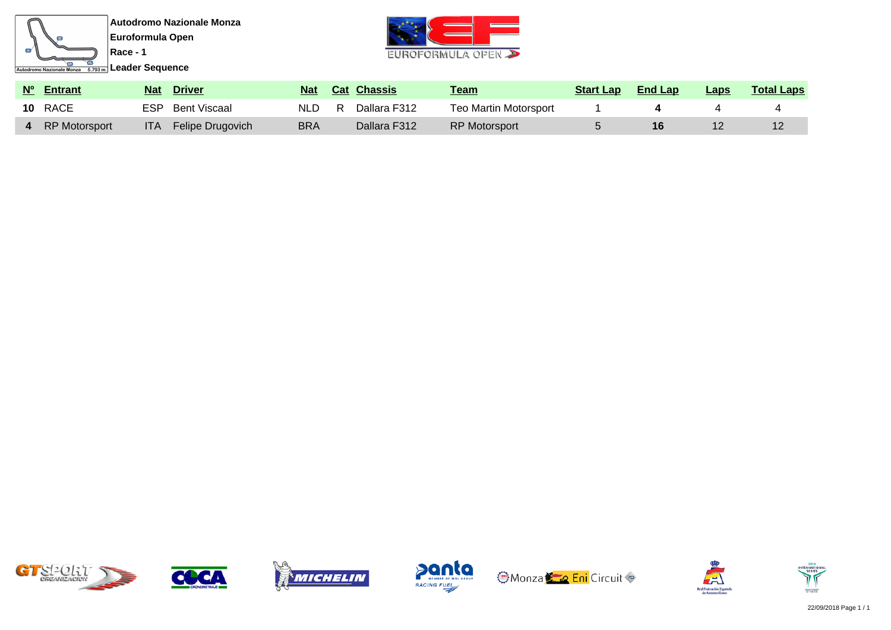**Autodromo Nazionale Monza**

**Euroformula Open**

**Race - 1**

**Leader Sequence**

| Nº | Entrant | Nat | Driver | Nat | Cat | Chassis | Team | Start Lap | End Lap | Laps | Total Laps |
|---|---|---|---|---|---|---|---|---|---|---|---|
| **10** | RACE | ESP | Bent Viscaal | NLD | R | Dallara F312 | Teo Martin Motorsport | 1 | **4** | 4 | 4 |
| **4** | RP Motorsport | ITA | Felipe Drugovich | BRA | | Dallara F312 | RP Motorsport | 5 | **16** | 12 | 12 |

22/09/2018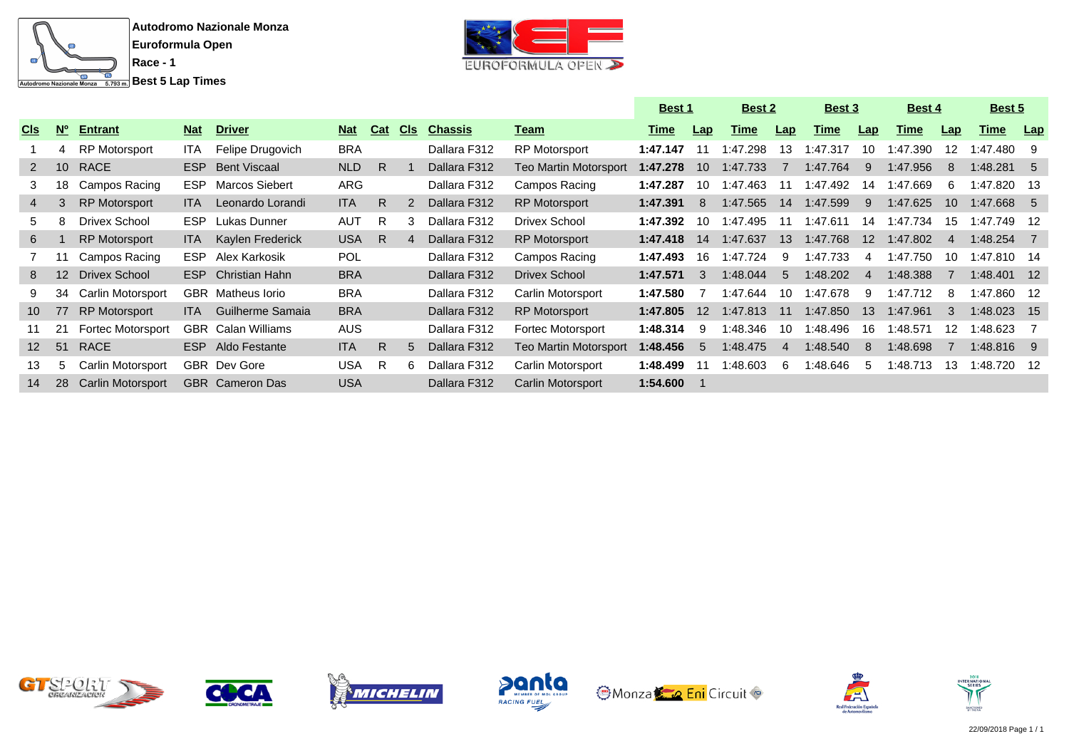**Autodromo Nazionale Monza**

**Euroformula Open**

**Race - 1**

**Best 5 Lap Times**

| | | | | | | | | | | Best 1 | | Best 2 | | Best 3 | | Best 4 | | Best 5 | |
|---|---|---|---|---|---|---|---|---|---|---|---|---|---|---|---|---|---|---|---|
| **Cls** | **Nº** | **Entrant** | **Nat** | **Driver** | **Nat** | **Cat** | **Cls** | **Chassis** | **Team** | **Time** | **Lap** | **Time** | **Lap** | **Time** | **Lap** | **Time** | **Lap** | **Time** | **Lap** |
| 1 | 4 | RP Motorsport | ITA | Felipe Drugovich | BRA | | | Dallara F312 | RP Motorsport | **1:47.147** | 11 | 1:47.298 | 13 | 1:47.317 | 10 | 1:47.390 | 12 | 1:47.480 | 9 |
| 2 | 10 | RACE | ESP | Bent Viscaal | NLD | R | 1 | Dallara F312 | Teo Martin Motorsport | **1:47.278** | 10 | 1:47.733 | 7 | 1:47.764 | 9 | 1:47.956 | 8 | 1:48.281 | 5 |
| 3 | 18 | Campos Racing | ESP | Marcos Siebert | ARG | | | Dallara F312 | Campos Racing | **1:47.287** | 10 | 1:47.463 | 11 | 1:47.492 | 14 | 1:47.669 | 6 | 1:47.820 | 13 |
| 4 | 3 | RP Motorsport | ITA | Leonardo Lorandi | ITA | R | 2 | Dallara F312 | RP Motorsport | **1:47.391** | 8 | 1:47.565 | 14 | 1:47.599 | 9 | 1:47.625 | 10 | 1:47.668 | 5 |
| 5 | 8 | Drivex School | ESP | Lukas Dunner | AUT | R | 3 | Dallara F312 | Drivex School | **1:47.392** | 10 | 1:47.495 | 11 | 1:47.611 | 14 | 1:47.734 | 15 | 1:47.749 | 12 |
| 6 | 1 | RP Motorsport | ITA | Kaylen Frederick | USA | R | 4 | Dallara F312 | RP Motorsport | **1:47.418** | 14 | 1:47.637 | 13 | 1:47.768 | 12 | 1:47.802 | 4 | 1:48.254 | 7 |
| 7 | 11 | Campos Racing | ESP | Alex Karkosik | POL | | | Dallara F312 | Campos Racing | **1:47.493** | 16 | 1:47.724 | 9 | 1:47.733 | 4 | 1:47.750 | 10 | 1:47.810 | 14 |
| 8 | 12 | Drivex School | ESP | Christian Hahn | BRA | | | Dallara F312 | Drivex School | **1:47.571** | 3 | 1:48.044 | 5 | 1:48.202 | 4 | 1:48.388 | 7 | 1:48.401 | 12 |
| 9 | 34 | Carlin Motorsport | GBR | Matheus Iorio | BRA | | | Dallara F312 | Carlin Motorsport | **1:47.580** | 7 | 1:47.644 | 10 | 1:47.678 | 9 | 1:47.712 | 8 | 1:47.860 | 12 |
| 10 | 77 | RP Motorsport | ITA | Guilherme Samaia | BRA | | | Dallara F312 | RP Motorsport | **1:47.805** | 12 | 1:47.813 | 11 | 1:47.850 | 13 | 1:47.961 | 3 | 1:48.023 | 15 |
| 11 | 21 | Fortec Motorsport | GBR | Calan Williams | AUS | | | Dallara F312 | Fortec Motorsport | **1:48.314** | 9 | 1:48.346 | 10 | 1:48.496 | 16 | 1:48.571 | 12 | 1:48.623 | 7 |
| 12 | 51 | RACE | ESP | Aldo Festante | ITA | R | 5 | Dallara F312 | Teo Martin Motorsport | **1:48.456** | 5 | 1:48.475 | 4 | 1:48.540 | 8 | 1:48.698 | 7 | 1:48.816 | 9 |
| 13 | 5 | Carlin Motorsport | GBR | Dev Gore | USA | R | 6 | Dallara F312 | Carlin Motorsport | **1:48.499** | 11 | 1:48.603 | 6 | 1:48.646 | 5 | 1:48.713 | 13 | 1:48.720 | 12 |
| 14 | 28 | Carlin Motorsport | GBR | Cameron Das | USA | | | Dallara F312 | Carlin Motorsport | **1:54.600** | 1 | | | | | | | | |

22/09/2018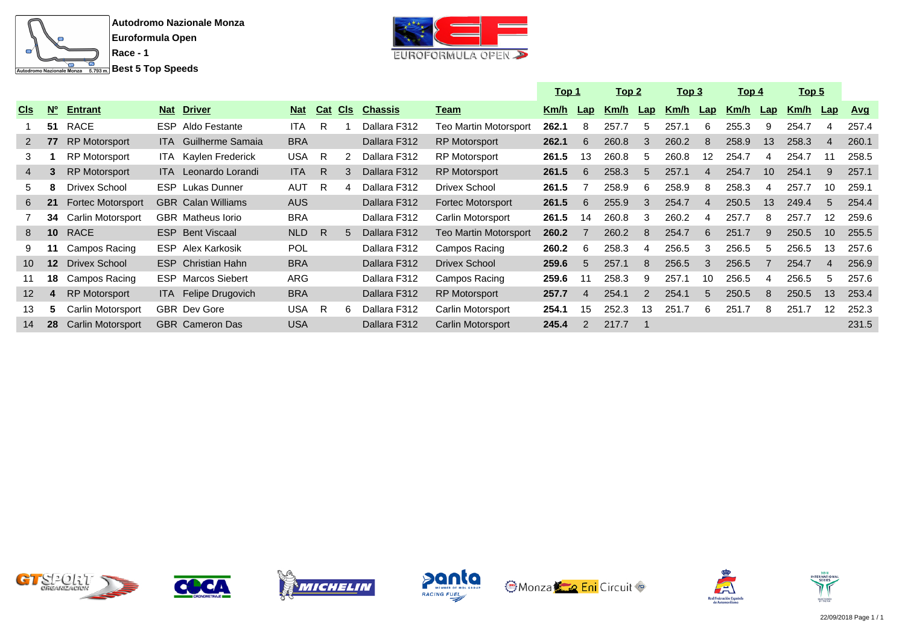**Autodromo Nazionale Monza**

**Euroformula Open**

**Race - 1**

**Best 5 Top Speeds**

| | | | | | | | | | | Top 1 | | Top 2 | | Top 3 | | Top 4 | | Top 5 | | |
|---|---|---|---|---|---|---|---|---|---|---|---|---|---|---|---|---|---|---|---|---|
| **Cls** | **Nº** | **Entrant** | **Nat** | **Driver** | **Nat** | **Cat** | **Cls** | **Chassis** | **Team** | **Km/h** | **Lap** | **Km/h** | **Lap** | **Km/h** | **Lap** | **Km/h** | **Lap** | **Km/h** | **Lap** | **Avg** |
| 1 | **51** | RACE | ESP | Aldo Festante | ITA | R | 1 | Dallara F312 | Teo Martin Motorsport | **262.1** | 8 | 257.7 | 5 | 257.1 | 6 | 255.3 | 9 | 254.7 | 4 | 257.4 |
| 2 | **77** | RP Motorsport | ITA | Guilherme Samaia | BRA | | | Dallara F312 | RP Motorsport | **262.1** | 6 | 260.8 | 3 | 260.2 | 8 | 258.9 | 13 | 258.3 | 4 | 260.1 |
| 3 | **1** | RP Motorsport | ITA | Kaylen Frederick | USA | R | 2 | Dallara F312 | RP Motorsport | **261.5** | 13 | 260.8 | 5 | 260.8 | 12 | 254.7 | 4 | 254.7 | 11 | 258.5 |
| 4 | **3** | RP Motorsport | ITA | Leonardo Lorandi | ITA | R | 3 | Dallara F312 | RP Motorsport | **261.5** | 6 | 258.3 | 5 | 257.1 | 4 | 254.7 | 10 | 254.1 | 9 | 257.1 |
| 5 | **8** | Drivex School | ESP | Lukas Dunner | AUT | R | 4 | Dallara F312 | Drivex School | **261.5** | 7 | 258.9 | 6 | 258.9 | 8 | 258.3 | 4 | 257.7 | 10 | 259.1 |
| 6 | **21** | Fortec Motorsport | GBR | Calan Williams | AUS | | | Dallara F312 | Fortec Motorsport | **261.5** | 6 | 255.9 | 3 | 254.7 | 4 | 250.5 | 13 | 249.4 | 5 | 254.4 |
| 7 | **34** | Carlin Motorsport | GBR | Matheus Iorio | BRA | | | Dallara F312 | Carlin Motorsport | **261.5** | 14 | 260.8 | 3 | 260.2 | 4 | 257.7 | 8 | 257.7 | 12 | 259.6 |
| 8 | **10** | RACE | ESP | Bent Viscaal | NLD | R | 5 | Dallara F312 | Teo Martin Motorsport | **260.2** | 7 | 260.2 | 8 | 254.7 | 6 | 251.7 | 9 | 250.5 | 10 | 255.5 |
| 9 | **11** | Campos Racing | ESP | Alex Karkosik | POL | | | Dallara F312 | Campos Racing | **260.2** | 6 | 258.3 | 4 | 256.5 | 3 | 256.5 | 5 | 256.5 | 13 | 257.6 |
| 10 | **12** | Drivex School | ESP | Christian Hahn | BRA | | | Dallara F312 | Drivex School | **259.6** | 5 | 257.1 | 8 | 256.5 | 3 | 256.5 | 7 | 254.7 | 4 | 256.9 |
| 11 | **18** | Campos Racing | ESP | Marcos Siebert | ARG | | | Dallara F312 | Campos Racing | **259.6** | 11 | 258.3 | 9 | 257.1 | 10 | 256.5 | 4 | 256.5 | 5 | 257.6 |
| 12 | **4** | RP Motorsport | ITA | Felipe Drugovich | BRA | | | Dallara F312 | RP Motorsport | **257.7** | 4 | 254.1 | 2 | 254.1 | 5 | 250.5 | 8 | 250.5 | 13 | 253.4 |
| 13 | **5** | Carlin Motorsport | GBR | Dev Gore | USA | R | 6 | Dallara F312 | Carlin Motorsport | **254.1** | 15 | 252.3 | 13 | 251.7 | 6 | 251.7 | 8 | 251.7 | 12 | 252.3 |
| 14 | **28** | Carlin Motorsport | GBR | Cameron Das | USA | | | Dallara F312 | Carlin Motorsport | **245.4** | 2 | 217.7 | 1 | | | | | | | 231.5 |

22/09/2018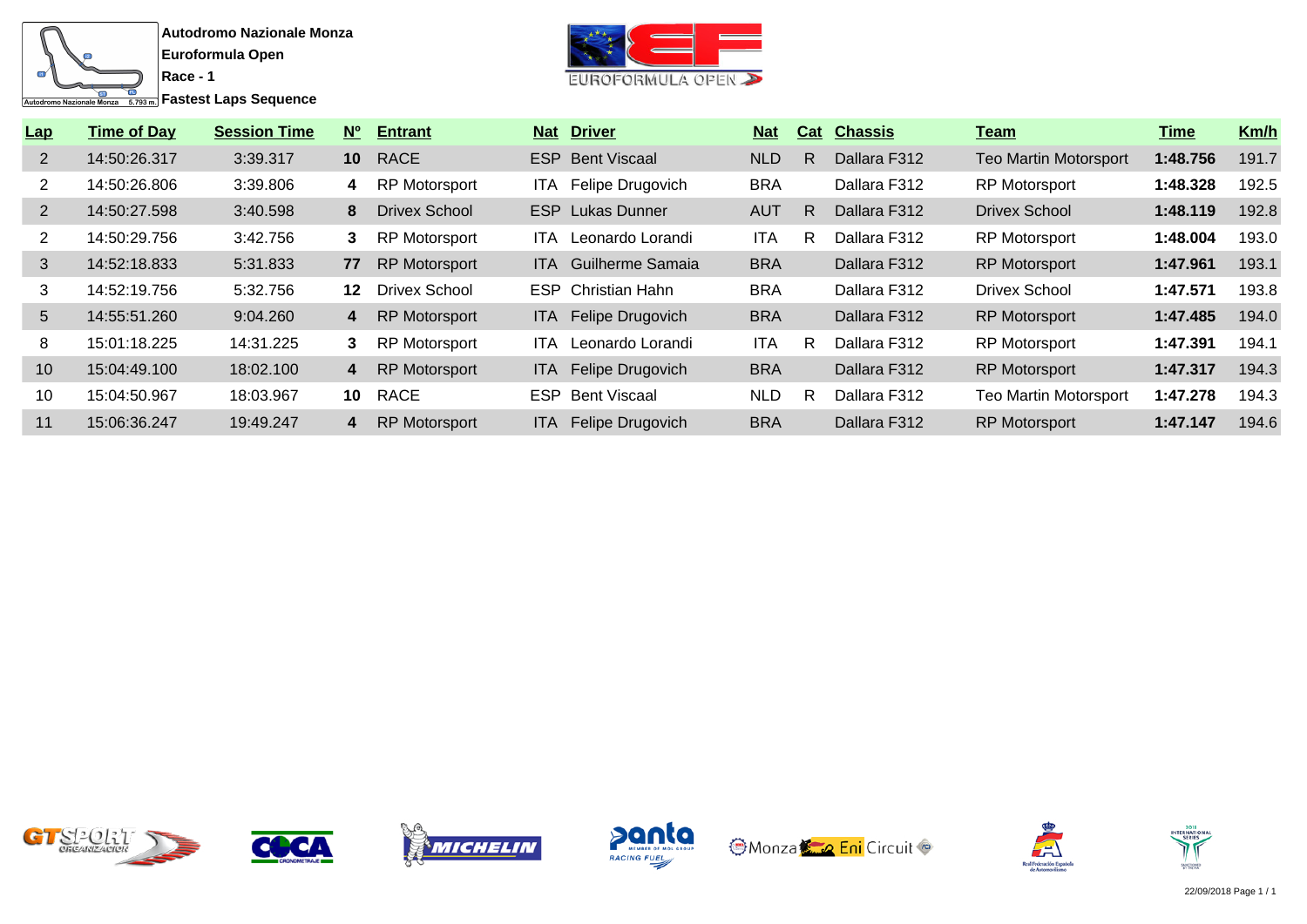**Autodromo Nazionale Monza**

**Euroformula Open**

**Race - 1**

**Fastest Laps Sequence**

| Lap | Time of Day | Session Time | Nº | Entrant | Nat | Driver | Nat | Cat | Chassis | Team | Time | Km/h |
|---|---|---|---|---|---|---|---|---|---|---|---|---|
| 2 | 14:50:26.317 | 3:39.317 | **10** | RACE | ESP | Bent Viscaal | NLD | R | Dallara F312 | Teo Martin Motorsport | **1:48.756** | 191.7 |
| 2 | 14:50:26.806 | 3:39.806 | **4** | RP Motorsport | ITA | Felipe Drugovich | BRA | | Dallara F312 | RP Motorsport | **1:48.328** | 192.5 |
| 2 | 14:50:27.598 | 3:40.598 | **8** | Drivex School | ESP | Lukas Dunner | AUT | R | Dallara F312 | Drivex School | **1:48.119** | 192.8 |
| 2 | 14:50:29.756 | 3:42.756 | **3** | RP Motorsport | ITA | Leonardo Lorandi | ITA | R | Dallara F312 | RP Motorsport | **1:48.004** | 193.0 |
| 3 | 14:52:18.833 | 5:31.833 | **77** | RP Motorsport | ITA | Guilherme Samaia | BRA | | Dallara F312 | RP Motorsport | **1:47.961** | 193.1 |
| 3 | 14:52:19.756 | 5:32.756 | **12** | Drivex School | ESP | Christian Hahn | BRA | | Dallara F312 | Drivex School | **1:47.571** | 193.8 |
| 5 | 14:55:51.260 | 9:04.260 | **4** | RP Motorsport | ITA | Felipe Drugovich | BRA | | Dallara F312 | RP Motorsport | **1:47.485** | 194.0 |
| 8 | 15:01:18.225 | 14:31.225 | **3** | RP Motorsport | ITA | Leonardo Lorandi | ITA | R | Dallara F312 | RP Motorsport | **1:47.391** | 194.1 |
| 10 | 15:04:49.100 | 18:02.100 | **4** | RP Motorsport | ITA | Felipe Drugovich | BRA | | Dallara F312 | RP Motorsport | **1:47.317** | 194.3 |
| 10 | 15:04:50.967 | 18:03.967 | **10** | RACE | ESP | Bent Viscaal | NLD | R | Dallara F312 | Teo Martin Motorsport | **1:47.278** | 194.3 |
| 11 | 15:06:36.247 | 19:49.247 | **4** | RP Motorsport | ITA | Felipe Drugovich | BRA | | Dallara F312 | RP Motorsport | **1:47.147** | 194.6 |

22/09/2018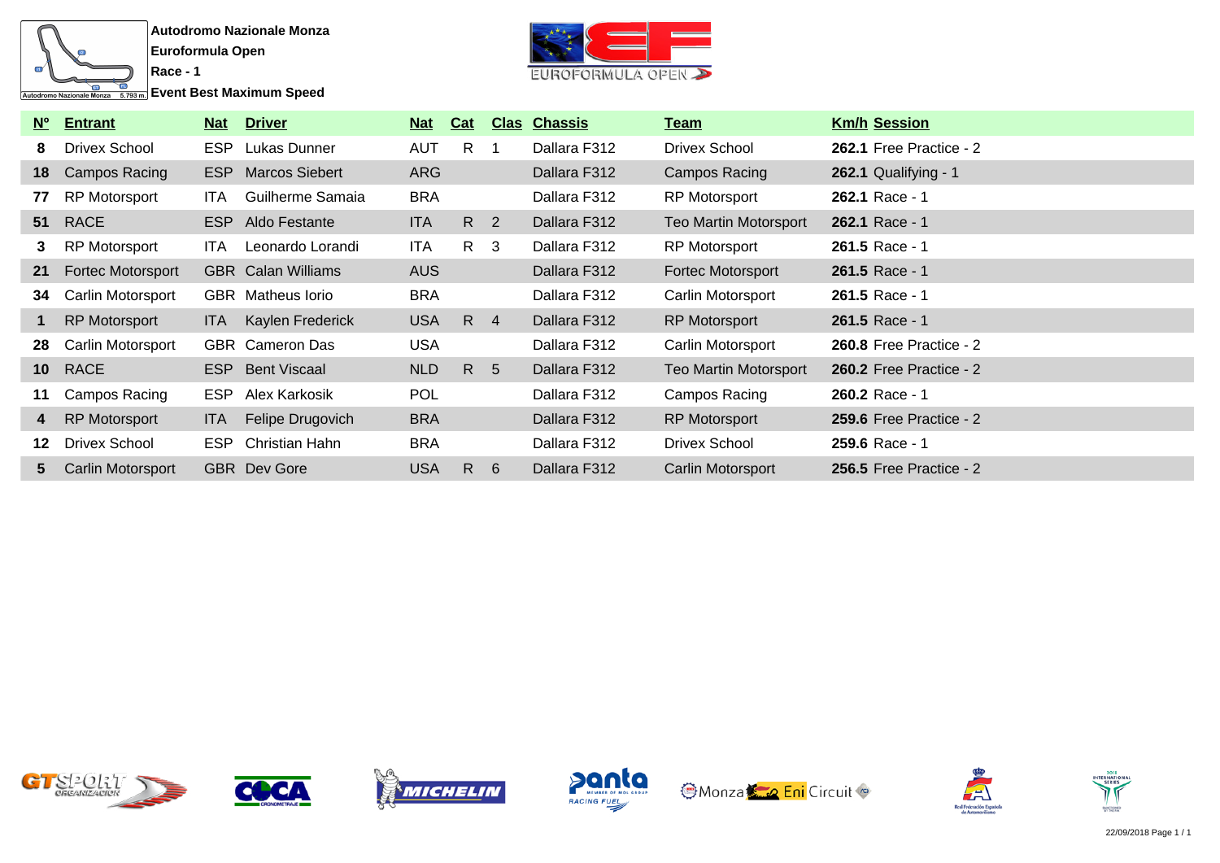**Autodromo Nazionale Monza**
**Euroformula Open**
**Race - 1**
**Event Best Maximum Speed**

| Nº | Entrant | Nat | Driver | Nat | Cat | Clas | Chassis | Team | Km/h | Session |
|---|---|---|---|---|---|---|---|---|---|---|
| **8** | Drivex School | ESP | Lukas Dunner | AUT | R | 1 | Dallara F312 | Drivex School | **262.1** | Free Practice - 2 |
| **18** | Campos Racing | ESP | Marcos Siebert | ARG | | | Dallara F312 | Campos Racing | **262.1** | Qualifying - 1 |
| **77** | RP Motorsport | ITA | Guilherme Samaia | BRA | | | Dallara F312 | RP Motorsport | **262.1** | Race - 1 |
| **51** | RACE | ESP | Aldo Festante | ITA | R | 2 | Dallara F312 | Teo Martin Motorsport | **262.1** | Race - 1 |
| **3** | RP Motorsport | ITA | Leonardo Lorandi | ITA | R | 3 | Dallara F312 | RP Motorsport | **261.5** | Race - 1 |
| **21** | Fortec Motorsport | GBR | Calan Williams | AUS | | | Dallara F312 | Fortec Motorsport | **261.5** | Race - 1 |
| **34** | Carlin Motorsport | GBR | Matheus Iorio | BRA | | | Dallara F312 | Carlin Motorsport | **261.5** | Race - 1 |
| **1** | RP Motorsport | ITA | Kaylen Frederick | USA | R | 4 | Dallara F312 | RP Motorsport | **261.5** | Race - 1 |
| **28** | Carlin Motorsport | GBR | Cameron Das | USA | | | Dallara F312 | Carlin Motorsport | **260.8** | Free Practice - 2 |
| **10** | RACE | ESP | Bent Viscaal | NLD | R | 5 | Dallara F312 | Teo Martin Motorsport | **260.2** | Free Practice - 2 |
| **11** | Campos Racing | ESP | Alex Karkosik | POL | | | Dallara F312 | Campos Racing | **260.2** | Race - 1 |
| **4** | RP Motorsport | ITA | Felipe Drugovich | BRA | | | Dallara F312 | RP Motorsport | **259.6** | Free Practice - 2 |
| **12** | Drivex School | ESP | Christian Hahn | BRA | | | Dallara F312 | Drivex School | **259.6** | Race - 1 |
| **5** | Carlin Motorsport | GBR | Dev Gore | USA | R | 6 | Dallara F312 | Carlin Motorsport | **256.5** | Free Practice - 2 |

22/09/2018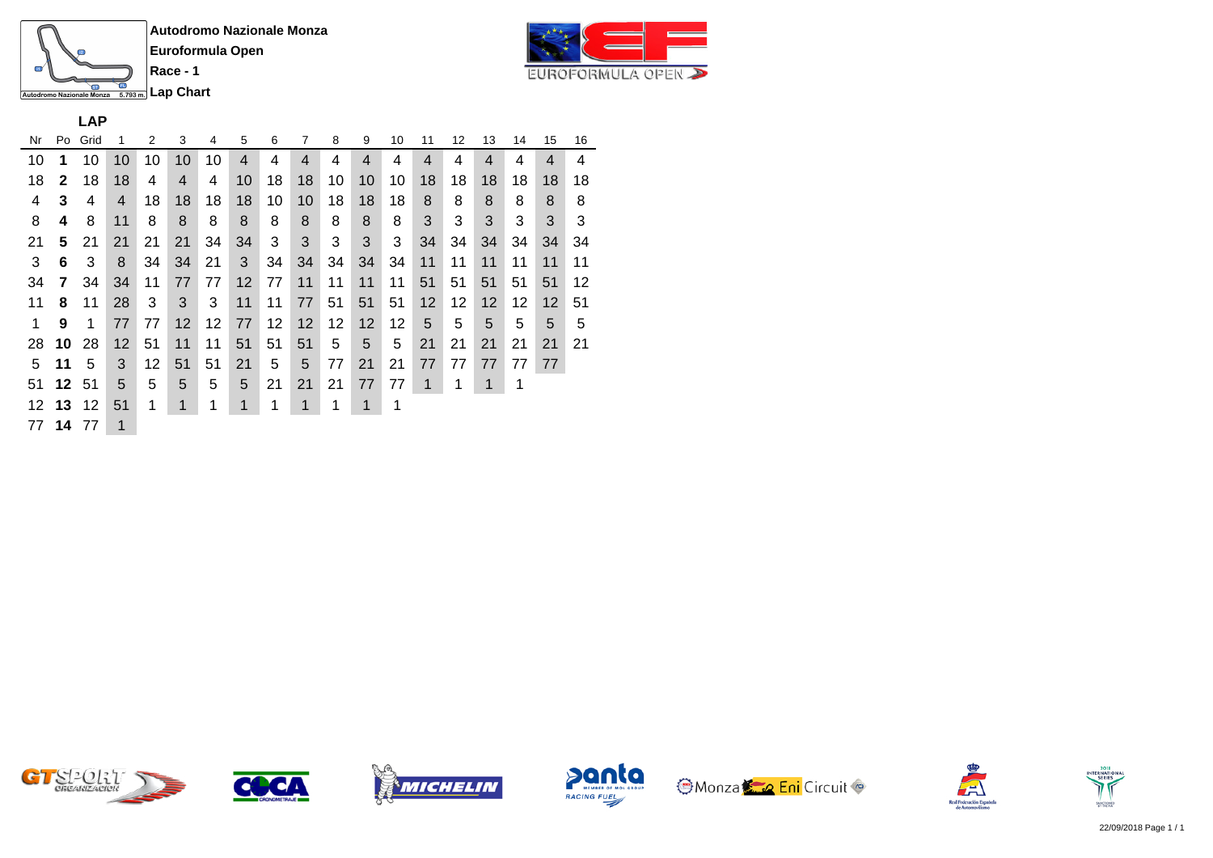**Autodromo Nazionale Monza**

**Euroformula Open**

**Race - 1**

**Lap Chart**

| Nr | Po | Grid | 1 | 2 | 3 | 4 | 5 | 6 | 7 | 8 | 9 | 10 | 11 | 12 | 13 | 14 | 15 | 16 |
|---|---|---|---|---|---|---|---|---|---|---|---|---|---|---|---|---|---|---|
| 10 | **1** | 10 | 10 | 10 | 10 | 10 | 4 | 4 | 4 | 4 | 4 | 4 | 4 | 4 | 4 | 4 | 4 | 4 |
| 18 | **2** | 18 | 18 | 4 | 4 | 4 | 10 | 18 | 18 | 10 | 10 | 10 | 18 | 18 | 18 | 18 | 18 | 18 |
| 4 | **3** | 4 | 4 | 18 | 18 | 18 | 18 | 10 | 10 | 18 | 18 | 18 | 8 | 8 | 8 | 8 | 8 | 8 |
| 8 | **4** | 8 | 11 | 8 | 8 | 8 | 8 | 8 | 8 | 8 | 8 | 8 | 3 | 3 | 3 | 3 | 3 | 3 |
| 21 | **5** | 21 | 21 | 21 | 21 | 34 | 34 | 3 | 3 | 3 | 3 | 3 | 34 | 34 | 34 | 34 | 34 | 34 |
| 3 | **6** | 3 | 8 | 34 | 34 | 21 | 3 | 34 | 34 | 34 | 34 | 34 | 11 | 11 | 11 | 11 | 11 | 11 |
| 34 | **7** | 34 | 34 | 11 | 77 | 77 | 12 | 77 | 11 | 11 | 11 | 11 | 51 | 51 | 51 | 51 | 51 | 12 |
| 11 | **8** | 11 | 28 | 3 | 3 | 3 | 11 | 11 | 77 | 51 | 51 | 51 | 12 | 12 | 12 | 12 | 12 | 51 |
| 1 | **9** | 1 | 77 | 77 | 12 | 12 | 77 | 12 | 12 | 12 | 12 | 12 | 5 | 5 | 5 | 5 | 5 | 5 |
| 28 | **10** | 28 | 12 | 51 | 11 | 11 | 51 | 51 | 51 | 5 | 5 | 5 | 21 | 21 | 21 | 21 | 21 | 21 |
| 5 | **11** | 5 | 3 | 12 | 51 | 51 | 21 | 5 | 5 | 77 | 21 | 21 | 77 | 77 | 77 | 77 | 77 | |
| 51 | **12** | 51 | 5 | 5 | 5 | 5 | 5 | 21 | 21 | 21 | 77 | 77 | 1 | 1 | 1 | 1 | | |
| 12 | **13** | 12 | 51 | 1 | 1 | 1 | 1 | 1 | 1 | 1 | 1 | 1 | | | | | | |
| 77 | **14** | 77 | 1 | | | | | | | | | | | | | | | |

22/09/2018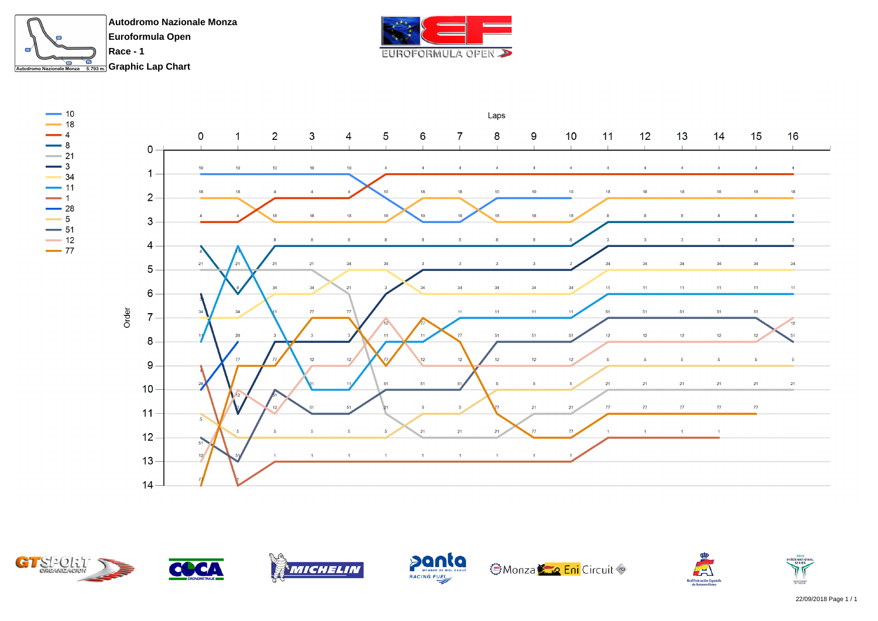**Autodromo Nazionale Monza**
**Euroformula Open**
**Race - 1**
**Graphic Lap Chart**

Autodromo Nazionale Monza 5.793 m.

EUROFORMULA OPEN

Legend: 10, 18, 4, 8, 21, 3, 34, 11, 1, 28, 5, 51, 12, 77

Laps

| Order | 0 | 1 | 2 | 3 | 4 | 5 | 6 | 7 | 8 | 9 | 10 | 11 | 12 | 13 | 14 | 15 | 16 |
|---|---|---|---|---|---|---|---|---|---|---|---|---|---|---|---|---|---|
| 1 | 10 | 10 | 10 | 10 | 10 | 4 | 4 | 4 | 4 | 4 | 4 | 4 | 4 | 4 | 4 | 4 | 4 |
| 2 | 18 | 18 | 4 | 4 | 4 | 10 | 18 | 18 | 10 | 10 | 10 | 18 | 18 | 18 | 18 | 18 | 18 |
| 3 | 4 | 4 | 18 | 18 | 18 | 18 | 10 | 10 | 18 | 18 | 18 | 8 | 8 | 8 | 8 | 8 | 8 |
| 4 | 8 | 11 | 8 | 8 | 8 | 8 | 8 | 8 | 8 | 8 | 8 | 3 | 3 | 3 | 3 | 3 | 3 |
| 5 | 21 | 21 | 21 | 21 | 34 | 34 | 3 | 3 | 3 | 3 | 3 | 34 | 34 | 34 | 34 | 34 | 34 |
| 6 | 3 | 8 | 34 | 34 | 21 | 3 | 34 | 34 | 34 | 34 | 34 | 11 | 11 | 11 | 11 | 11 | 11 |
| 7 | 34 | 34 | 11 | 77 | 77 | 12 | 77 | 11 | 11 | 11 | 11 | 51 | 51 | 51 | 51 | 51 | 12 |
| 8 | 11 | 28 | 3 | 3 | 3 | 11 | 11 | 77 | 51 | 51 | 51 | 12 | 12 | 12 | 12 | 12 | 51 |
| 9 | 1 | 77 | 77 | 12 | 12 | 77 | 12 | 12 | 12 | 12 | 12 | 5 | 5 | 5 | 5 | 5 | 5 |
| 10 | 28 | 12 | 51 | 11 | 11 | 51 | 51 | 51 | 5 | 5 | 5 | 21 | 21 | 21 | 21 | 21 | 21 |
| 11 | 5 | 3 | 12 | 51 | 51 | 21 | 5 | 5 | 77 | 21 | 21 | 77 | 77 | 77 | 77 | 77 | |
| 12 | 51 | 5 | 5 | 5 | 5 | 5 | 21 | 21 | 21 | 77 | 77 | 1 | 1 | 1 | 1 | | |
| 13 | 12 | 51 | 1 | 1 | 1 | 1 | 1 | 1 | 1 | 1 | 1 | | | | | | |
| 14 | 77 | 1 | | | | | | | | | | | | | | | |

GT SPORT ORGANIZACIÓN · COCA CRONOMETRAJE · MICHELIN · panta RACING FUEL · Monza Eni Circuit · Real Federación Española de Automovilismo · 2018 International Series

22/09/2018 Page 1 / 1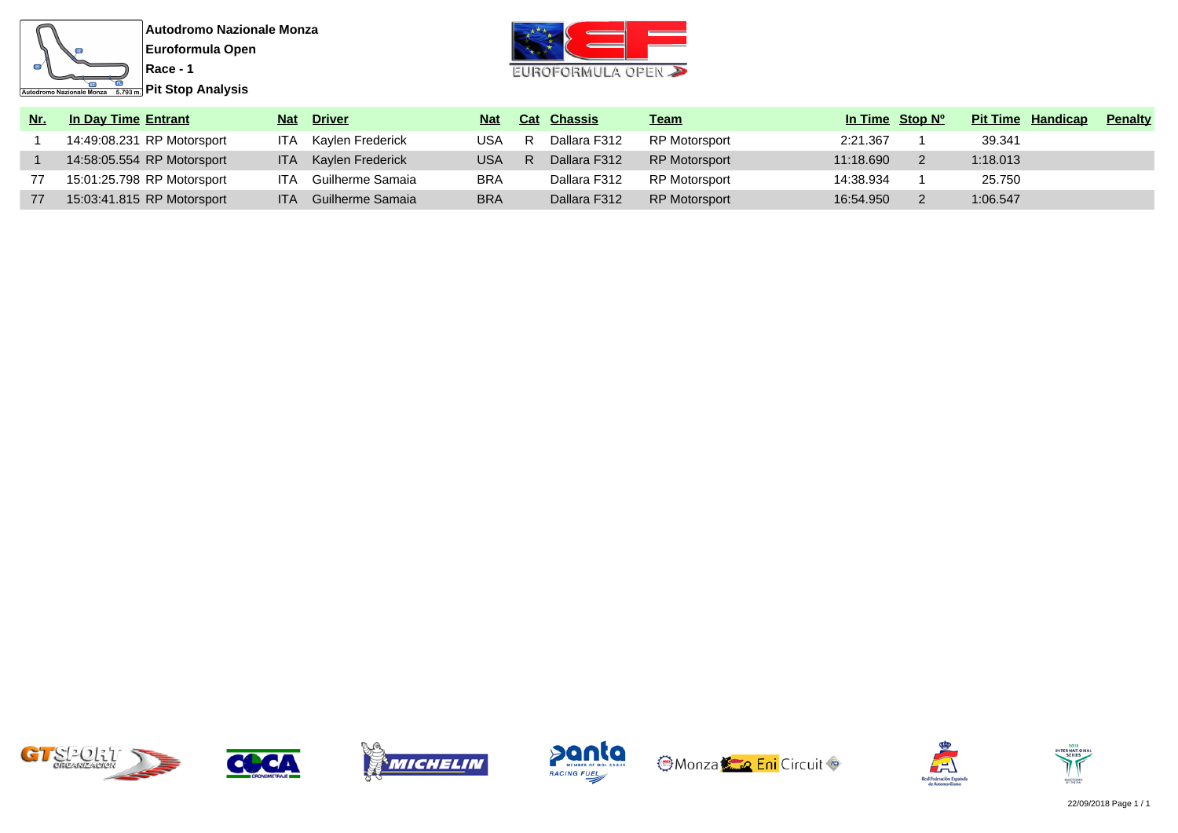**Autodromo Nazionale Monza**
**Euroformula Open**
**Race - 1**
**Pit Stop Analysis**

| Nr. | In Day Time | Entrant | Nat | Driver | Nat | Cat | Chassis | Team | In Time | Stop Nº | Pit Time | Handicap | Penalty |
|---|---|---|---|---|---|---|---|---|---|---|---|---|---|
| 1 | 14:49:08.231 | RP Motorsport | ITA | Kaylen Frederick | USA | R | Dallara F312 | RP Motorsport | 2:21.367 | 1 | 39.341 | | |
| 1 | 14:58:05.554 | RP Motorsport | ITA | Kaylen Frederick | USA | R | Dallara F312 | RP Motorsport | 11:18.690 | 2 | 1:18.013 | | |
| 77 | 15:01:25.798 | RP Motorsport | ITA | Guilherme Samaia | BRA | | Dallara F312 | RP Motorsport | 14:38.934 | 1 | 25.750 | | |
| 77 | 15:03:41.815 | RP Motorsport | ITA | Guilherme Samaia | BRA | | Dallara F312 | RP Motorsport | 16:54.950 | 2 | 1:06.547 | | |

22/09/2018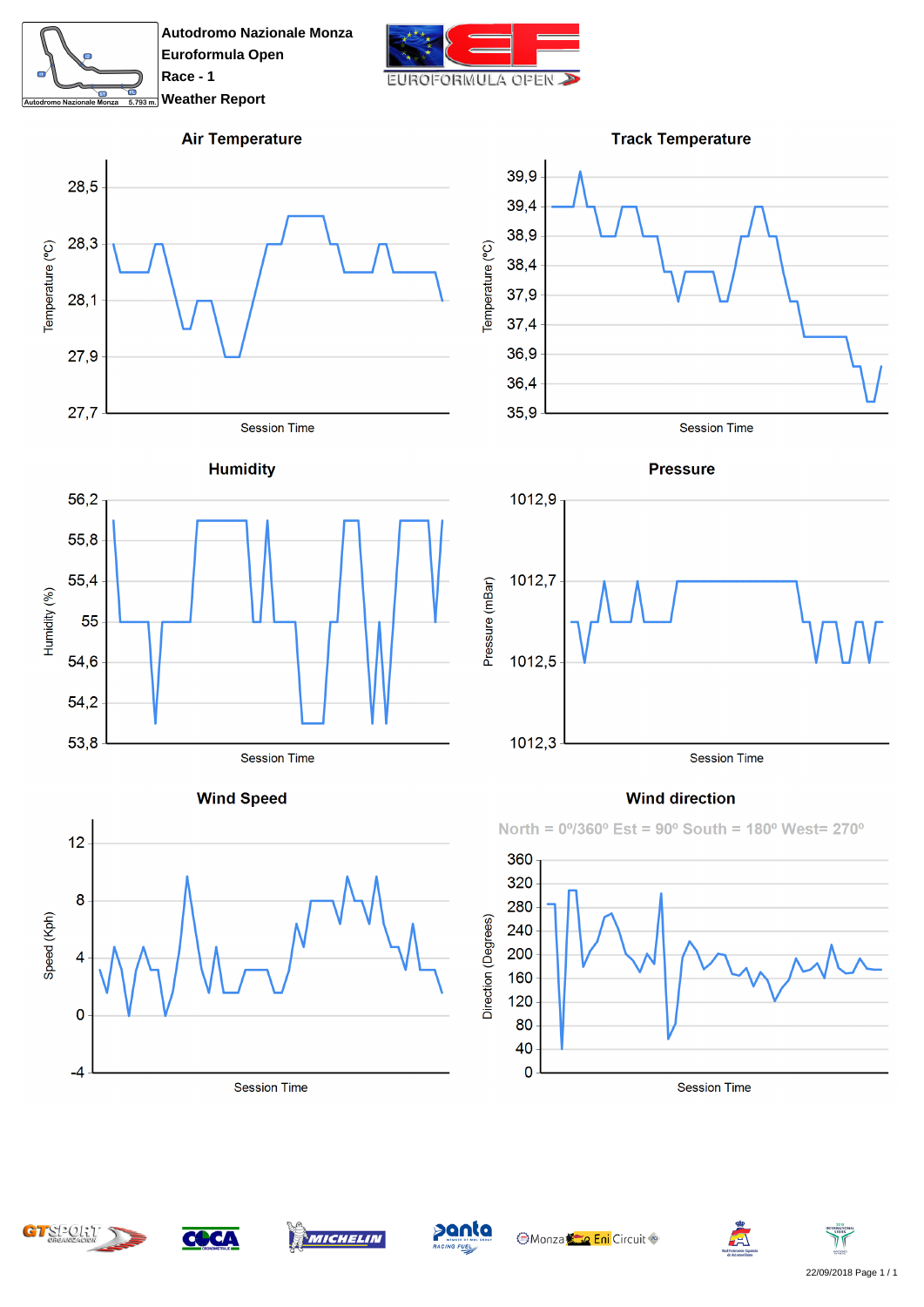Autodromo Nazionale Monza
Euroformula Open
Race - 1
Weather Report

## Air Temperature

28,5
28,3
28,1
27,9
27,7

Temperature (ºC)

Session Time

## Track Temperature

39,9
39,4
38,9
38,4
37,9
37,4
36,9
36,4
35,9

Temperature (ºC)

Session Time

## Humidity

56,2
55,8
55,4
55
54,6
54,2
53,8

Humidity (%)

Session Time

## Pressure

1012,9
1012,7
1012,5
1012,3

Pressure (mBar)

Session Time

## Wind Speed

12
8
4
0
-4

Speed (Kph)

Session Time

## Wind direction

North = 0º/360º Est = 90º South = 180º West= 270º

360
320
280
240
200
160
120
80
40
0

Direction (Degrees)

Session Time

22/09/2018